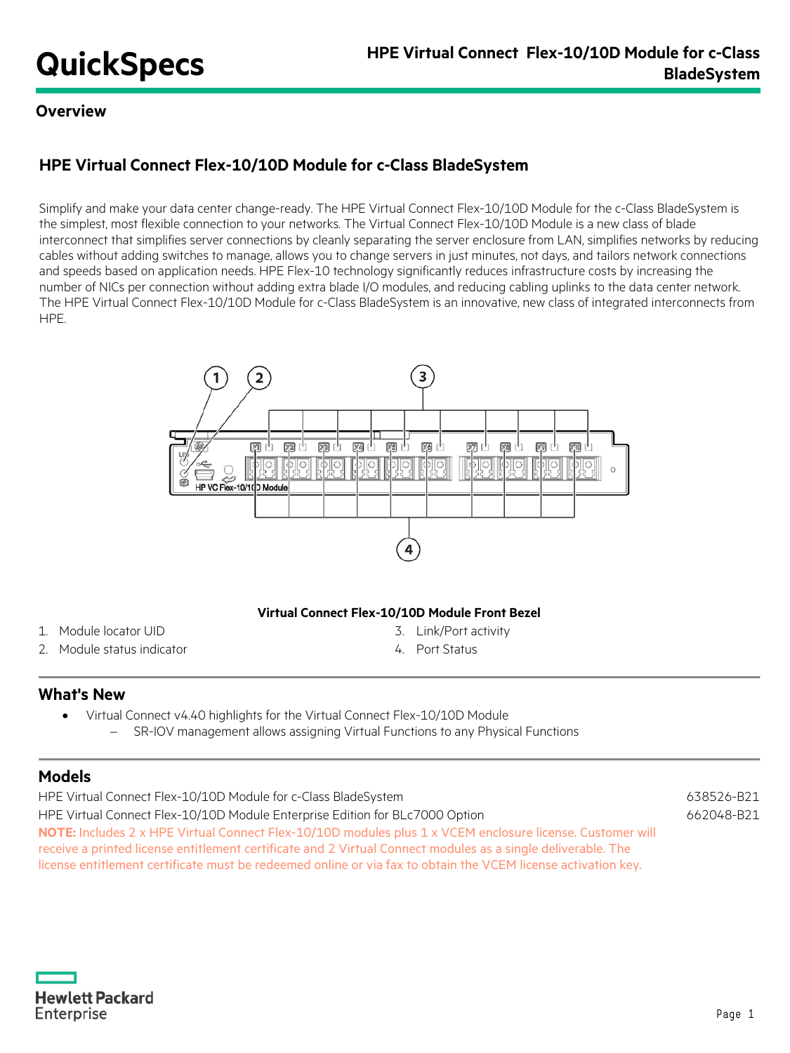## Overview

### HPE Virtual Connect Flex-10/10D Module for c-Class BladeSystem

Simplify and make your data center change-ready. The HPE Virtual Connect Flex-10/10D Module for the c-Class BladeSystem is the simplest, most flexible connection to your networks. The Virtual Connect Flex-10/10D Module is a new class of blade interconnect that simplifies server connections by cleanly separating the server enclosure from LAN, simplifies networks by reducing cables without adding switches to manage, allows you to change servers in just minutes, not days, and tailors network connections and speeds based on application needs. HPE Flex-10 technology significantly reduces infrastructure costs by increasing the number of NICs per connection without adding extra blade I/O modules, and reducing cabling uplinks to the data center network. The HPE Virtual Connect Flex-10/10D Module for c-Class BladeSystem is an innovative, new class of integrated interconnects from HPE.

**Virtual Connect Flex-10/10D Module Front Bezel**

1. Module locator UID
2. Module status indicator
3. Link/Port activity
4. Port Status

## What's New

- Virtual Connect v4.40 highlights for the Virtual Connect Flex-10/10D Module
  - SR-IOV management allows assigning Virtual Functions to any Physical Functions

## Models

| | |
|---|---|
| HPE Virtual Connect Flex-10/10D Module for c-Class BladeSystem | 638526-B21 |
| HPE Virtual Connect Flex-10/10D Module Enterprise Edition for BLc7000 Option | 662048-B21 |

**NOTE:** Includes 2 x HPE Virtual Connect Flex-10/10D modules plus 1 x VCEM enclosure license. Customer will receive a printed license entitlement certificate and 2 Virtual Connect modules as a single deliverable. The license entitlement certificate must be redeemed online or via fax to obtain the VCEM license activation key.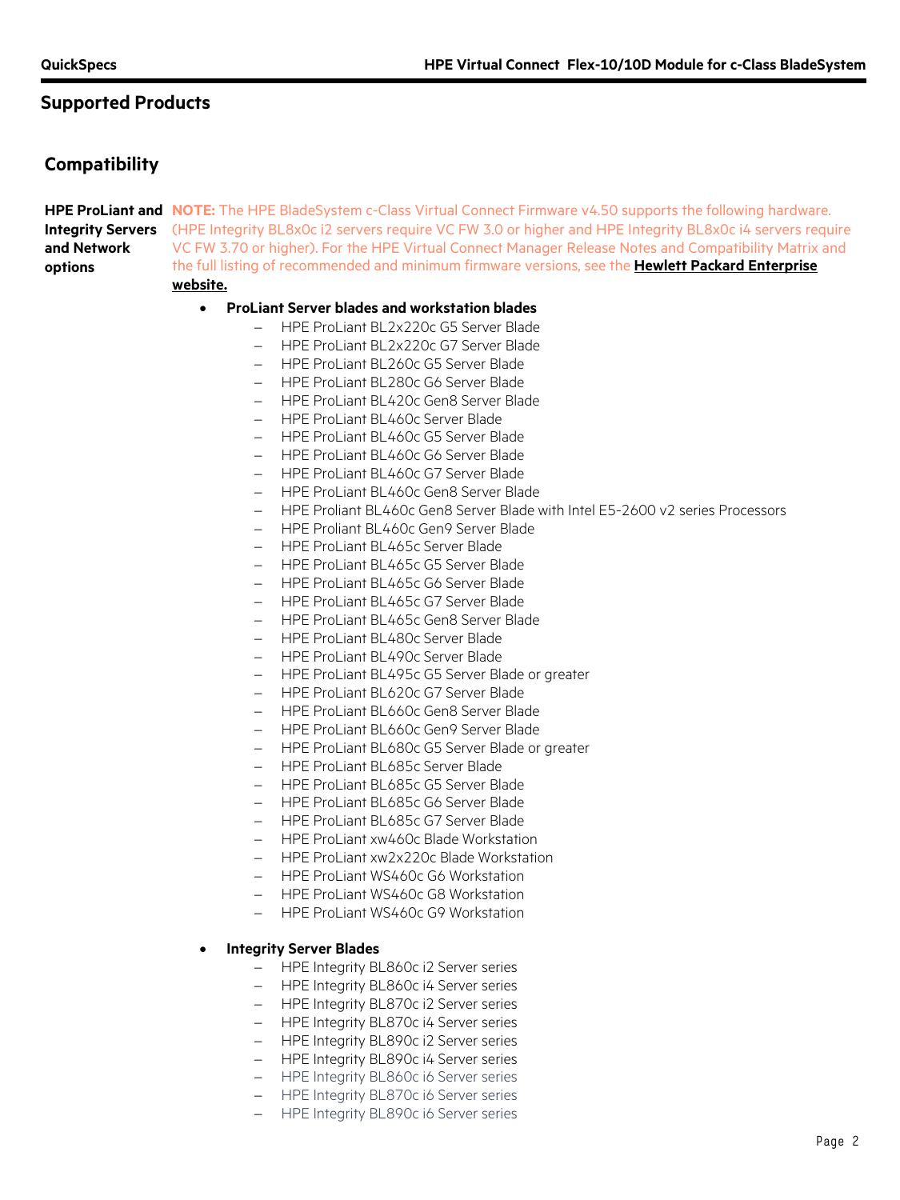## Supported Products

### Compatibility

**HPE ProLiant and Integrity Servers and Network options**

**NOTE:** The HPE BladeSystem c-Class Virtual Connect Firmware v4.50 supports the following hardware. (HPE Integrity BL8x0c i2 servers require VC FW 3.0 or higher and HPE Integrity BL8x0c i4 servers require VC FW 3.70 or higher). For the HPE Virtual Connect Manager Release Notes and Compatibility Matrix and the full listing of recommended and minimum firmware versions, see the **Hewlett Packard Enterprise website.**

- **ProLiant Server blades and workstation blades**
  - HPE ProLiant BL2x220c G5 Server Blade
  - HPE ProLiant BL2x220c G7 Server Blade
  - HPE ProLiant BL260c G5 Server Blade
  - HPE ProLiant BL280c G6 Server Blade
  - HPE ProLiant BL420c Gen8 Server Blade
  - HPE ProLiant BL460c Server Blade
  - HPE ProLiant BL460c G5 Server Blade
  - HPE ProLiant BL460c G6 Server Blade
  - HPE ProLiant BL460c G7 Server Blade
  - HPE ProLiant BL460c Gen8 Server Blade
  - HPE Proliant BL460c Gen8 Server Blade with Intel E5-2600 v2 series Processors
  - HPE Proliant BL460c Gen9 Server Blade
  - HPE ProLiant BL465c Server Blade
  - HPE ProLiant BL465c G5 Server Blade
  - HPE ProLiant BL465c G6 Server Blade
  - HPE ProLiant BL465c G7 Server Blade
  - HPE ProLiant BL465c Gen8 Server Blade
  - HPE ProLiant BL480c Server Blade
  - HPE ProLiant BL490c Server Blade
  - HPE ProLiant BL495c G5 Server Blade or greater
  - HPE ProLiant BL620c G7 Server Blade
  - HPE ProLiant BL660c Gen8 Server Blade
  - HPE ProLiant BL660c Gen9 Server Blade
  - HPE ProLiant BL680c G5 Server Blade or greater
  - HPE ProLiant BL685c Server Blade
  - HPE ProLiant BL685c G5 Server Blade
  - HPE ProLiant BL685c G6 Server Blade
  - HPE ProLiant BL685c G7 Server Blade
  - HPE ProLiant xw460c Blade Workstation
  - HPE ProLiant xw2x220c Blade Workstation
  - HPE ProLiant WS460c G6 Workstation
  - HPE ProLiant WS460c G8 Workstation
  - HPE ProLiant WS460c G9 Workstation

- **Integrity Server Blades**
  - HPE Integrity BL860c i2 Server series
  - HPE Integrity BL860c i4 Server series
  - HPE Integrity BL870c i2 Server series
  - HPE Integrity BL870c i4 Server series
  - HPE Integrity BL890c i2 Server series
  - HPE Integrity BL890c i4 Server series
  - HPE Integrity BL860c i6 Server series
  - HPE Integrity BL870c i6 Server series
  - HPE Integrity BL890c i6 Server series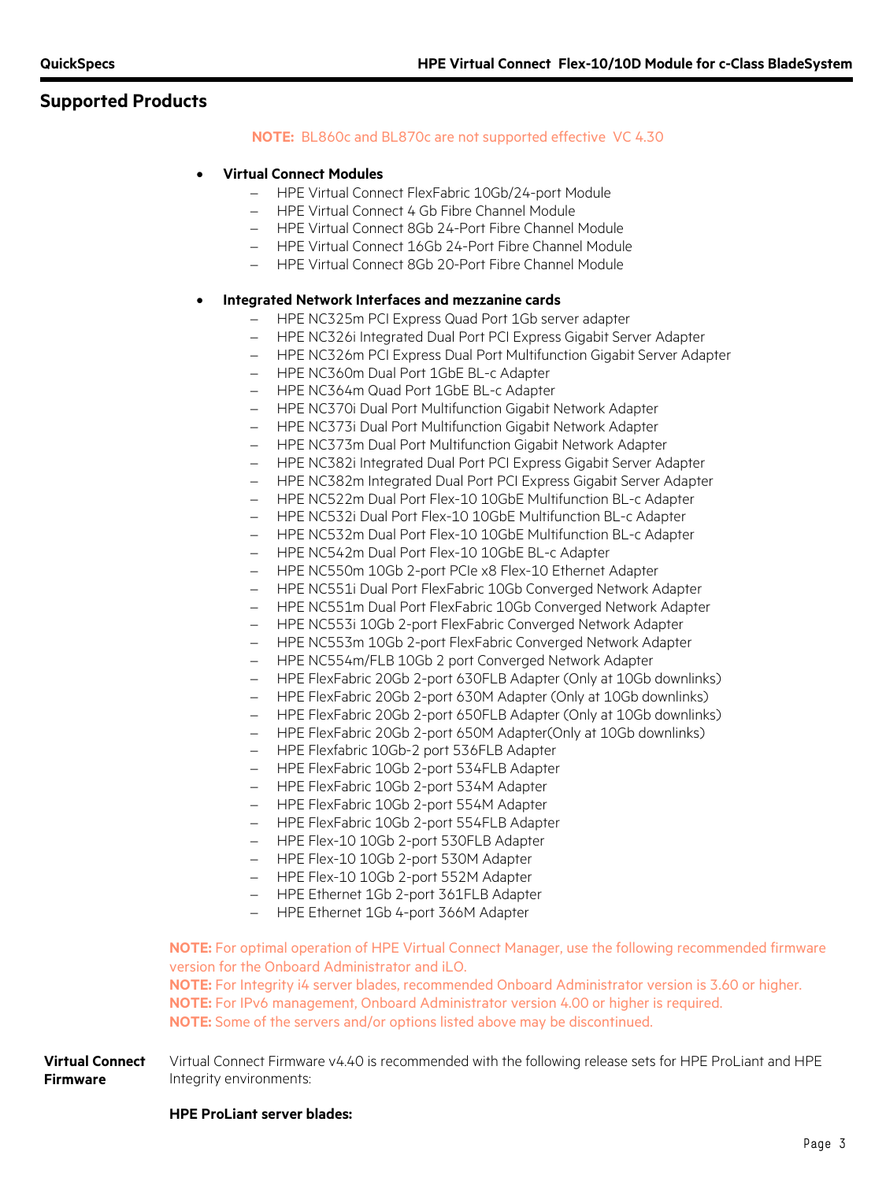## Supported Products

**NOTE:** BL860c and BL870c are not supported effective VC 4.30

- **Virtual Connect Modules**
  - HPE Virtual Connect FlexFabric 10Gb/24-port Module
  - HPE Virtual Connect 4 Gb Fibre Channel Module
  - HPE Virtual Connect 8Gb 24-Port Fibre Channel Module
  - HPE Virtual Connect 16Gb 24-Port Fibre Channel Module
  - HPE Virtual Connect 8Gb 20-Port Fibre Channel Module

- **Integrated Network Interfaces and mezzanine cards**
  - HPE NC325m PCI Express Quad Port 1Gb server adapter
  - HPE NC326i Integrated Dual Port PCI Express Gigabit Server Adapter
  - HPE NC326m PCI Express Dual Port Multifunction Gigabit Server Adapter
  - HPE NC360m Dual Port 1GbE BL-c Adapter
  - HPE NC364m Quad Port 1GbE BL-c Adapter
  - HPE NC370i Dual Port Multifunction Gigabit Network Adapter
  - HPE NC373i Dual Port Multifunction Gigabit Network Adapter
  - HPE NC373m Dual Port Multifunction Gigabit Network Adapter
  - HPE NC382i Integrated Dual Port PCI Express Gigabit Server Adapter
  - HPE NC382m Integrated Dual Port PCI Express Gigabit Server Adapter
  - HPE NC522m Dual Port Flex-10 10GbE Multifunction BL-c Adapter
  - HPE NC532i Dual Port Flex-10 10GbE Multifunction BL-c Adapter
  - HPE NC532m Dual Port Flex-10 10GbE Multifunction BL-c Adapter
  - HPE NC542m Dual Port Flex-10 10GbE BL-c Adapter
  - HPE NC550m 10Gb 2-port PCIe x8 Flex-10 Ethernet Adapter
  - HPE NC551i Dual Port FlexFabric 10Gb Converged Network Adapter
  - HPE NC551m Dual Port FlexFabric 10Gb Converged Network Adapter
  - HPE NC553i 10Gb 2-port FlexFabric Converged Network Adapter
  - HPE NC553m 10Gb 2-port FlexFabric Converged Network Adapter
  - HPE NC554m/FLB 10Gb 2 port Converged Network Adapter
  - HPE FlexFabric 20Gb 2-port 630FLB Adapter (Only at 10Gb downlinks)
  - HPE FlexFabric 20Gb 2-port 630M Adapter (Only at 10Gb downlinks)
  - HPE FlexFabric 20Gb 2-port 650FLB Adapter (Only at 10Gb downlinks)
  - HPE FlexFabric 20Gb 2-port 650M Adapter(Only at 10Gb downlinks)
  - HPE Flexfabric 10Gb-2 port 536FLB Adapter
  - HPE FlexFabric 10Gb 2-port 534FLB Adapter
  - HPE FlexFabric 10Gb 2-port 534M Adapter
  - HPE FlexFabric 10Gb 2-port 554M Adapter
  - HPE FlexFabric 10Gb 2-port 554FLB Adapter
  - HPE Flex-10 10Gb 2-port 530FLB Adapter
  - HPE Flex-10 10Gb 2-port 530M Adapter
  - HPE Flex-10 10Gb 2-port 552M Adapter
  - HPE Ethernet 1Gb 2-port 361FLB Adapter
  - HPE Ethernet 1Gb 4-port 366M Adapter

**NOTE:** For optimal operation of HPE Virtual Connect Manager, use the following recommended firmware version for the Onboard Administrator and iLO.
**NOTE:** For Integrity i4 server blades, recommended Onboard Administrator version is 3.60 or higher.
**NOTE:** For IPv6 management, Onboard Administrator version 4.00 or higher is required.
**NOTE:** Some of the servers and/or options listed above may be discontinued.

**Virtual Connect Firmware**

Virtual Connect Firmware v4.40 is recommended with the following release sets for HPE ProLiant and HPE Integrity environments:

**HPE ProLiant server blades:**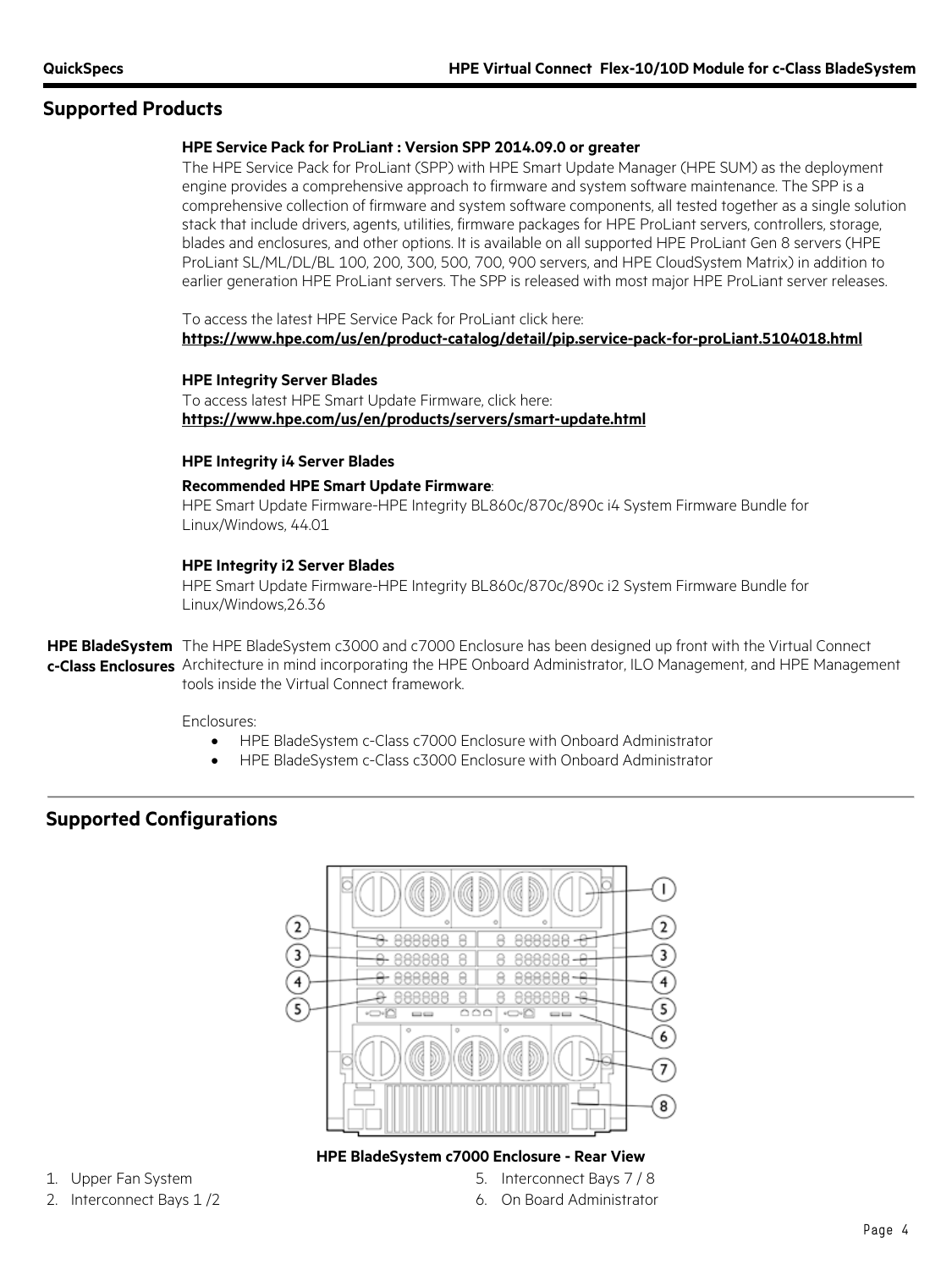## Supported Products

**HPE Service Pack for ProLiant : Version SPP 2014.09.0 or greater**

The HPE Service Pack for ProLiant (SPP) with HPE Smart Update Manager (HPE SUM) as the deployment engine provides a comprehensive approach to firmware and system software maintenance. The SPP is a comprehensive collection of firmware and system software components, all tested together as a single solution stack that include drivers, agents, utilities, firmware packages for HPE ProLiant servers, controllers, storage, blades and enclosures, and other options. It is available on all supported HPE ProLiant Gen 8 servers (HPE ProLiant SL/ML/DL/BL 100, 200, 300, 500, 700, 900 servers, and HPE CloudSystem Matrix) in addition to earlier generation HPE ProLiant servers. The SPP is released with most major HPE ProLiant server releases.

To access the latest HPE Service Pack for ProLiant click here:
**https://www.hpe.com/us/en/product-catalog/detail/pip.service-pack-for-proLiant.5104018.html**

**HPE Integrity Server Blades**

To access latest HPE Smart Update Firmware, click here:
**https://www.hpe.com/us/en/products/servers/smart-update.html**

**HPE Integrity i4 Server Blades**

**Recommended HPE Smart Update Firmware**:
HPE Smart Update Firmware-HPE Integrity BL860c/870c/890c i4 System Firmware Bundle for Linux/Windows, 44.01

**HPE Integrity i2 Server Blades**

HPE Smart Update Firmware-HPE Integrity BL860c/870c/890c i2 System Firmware Bundle for Linux/Windows,26.36

**HPE BladeSystem c-Class Enclosures**

The HPE BladeSystem c3000 and c7000 Enclosure has been designed up front with the Virtual Connect Architecture in mind incorporating the HPE Onboard Administrator, ILO Management, and HPE Management tools inside the Virtual Connect framework.

Enclosures:

- HPE BladeSystem c-Class c7000 Enclosure with Onboard Administrator
- HPE BladeSystem c-Class c3000 Enclosure with Onboard Administrator

## Supported Configurations

**HPE BladeSystem c7000 Enclosure - Rear View**

1. Upper Fan System
2. Interconnect Bays 1 /2
5. Interconnect Bays 7 / 8
6. On Board Administrator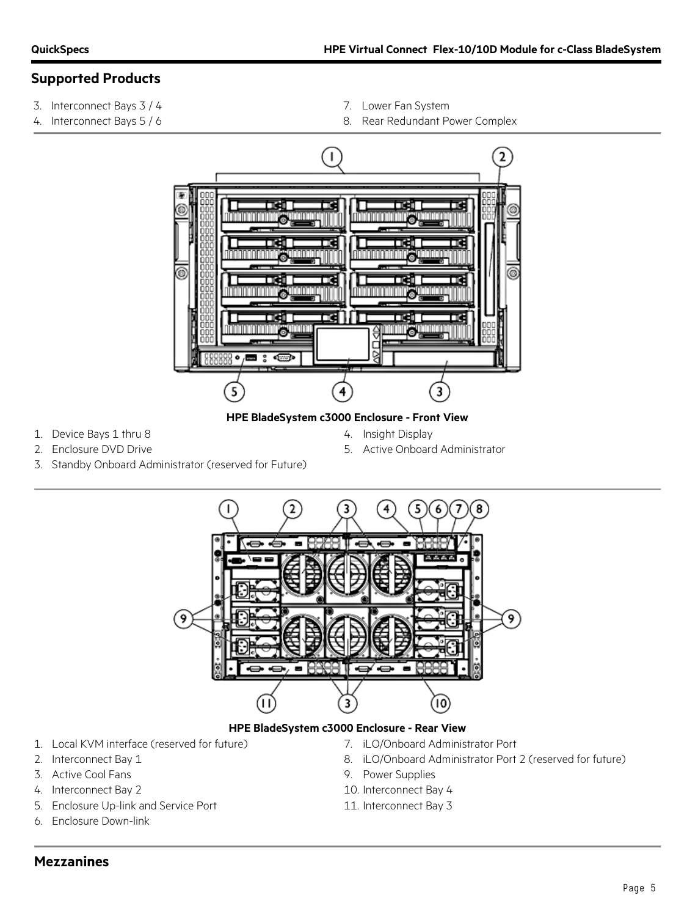## Supported Products

3. Interconnect Bays 3 / 4
4. Interconnect Bays 5 / 6
7. Lower Fan System
8. Rear Redundant Power Complex

**HPE BladeSystem c3000 Enclosure - Front View**

1. Device Bays 1 thru 8
2. Enclosure DVD Drive
3. Standby Onboard Administrator (reserved for Future)
4. Insight Display
5. Active Onboard Administrator

**HPE BladeSystem c3000 Enclosure - Rear View**

1. Local KVM interface (reserved for future)
2. Interconnect Bay 1
3. Active Cool Fans
4. Interconnect Bay 2
5. Enclosure Up-link and Service Port
6. Enclosure Down-link
7. iLO/Onboard Administrator Port
8. iLO/Onboard Administrator Port 2 (reserved for future)
9. Power Supplies
10. Interconnect Bay 4
11. Interconnect Bay 3

## Mezzanines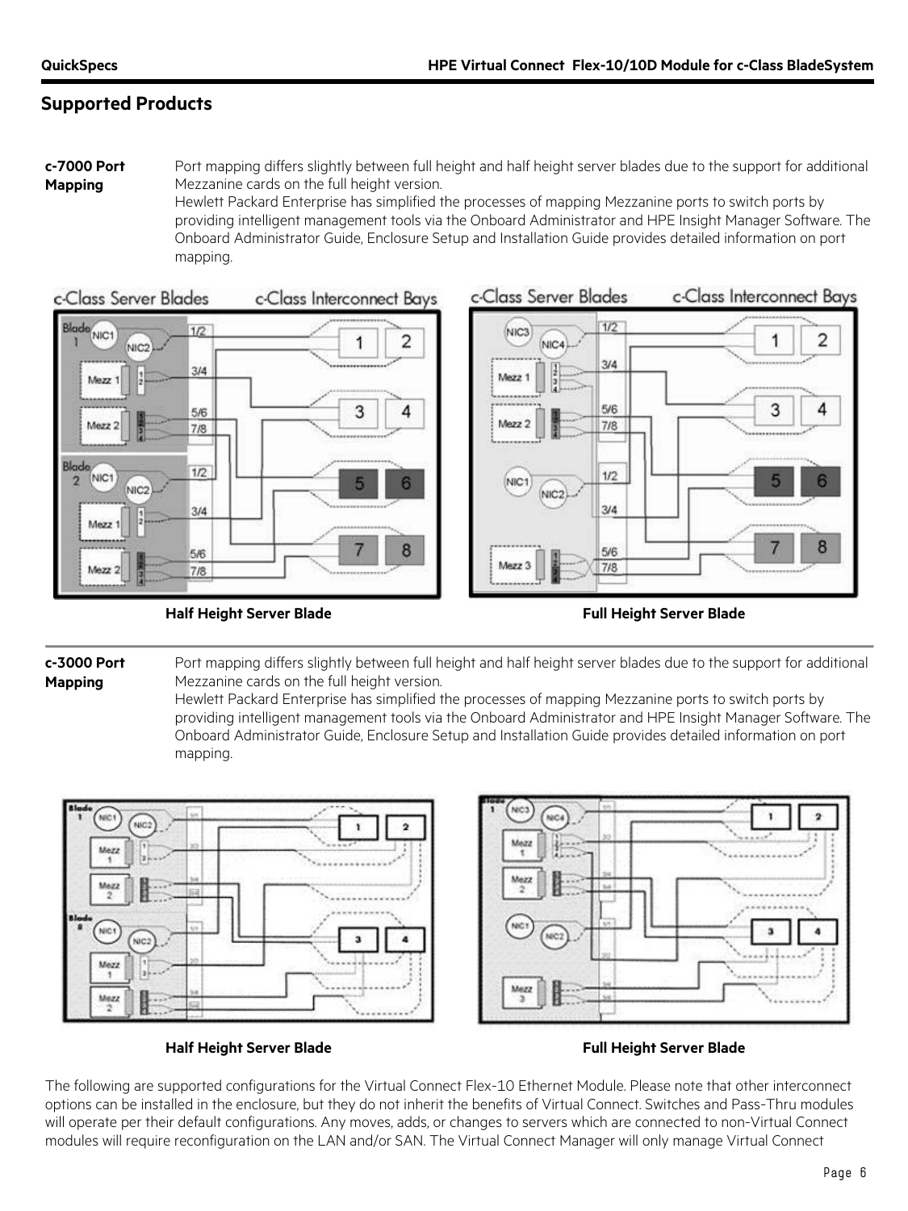## Supported Products

**c-7000 Port Mapping**

Port mapping differs slightly between full height and half height server blades due to the support for additional Mezzanine cards on the full height version.

Hewlett Packard Enterprise has simplified the processes of mapping Mezzanine ports to switch ports by providing intelligent management tools via the Onboard Administrator and HPE Insight Manager Software. The Onboard Administrator Guide, Enclosure Setup and Installation Guide provides detailed information on port mapping.

**Half Height Server Blade**

**Full Height Server Blade**

**c-3000 Port Mapping**

Port mapping differs slightly between full height and half height server blades due to the support for additional Mezzanine cards on the full height version.

Hewlett Packard Enterprise has simplified the processes of mapping Mezzanine ports to switch ports by providing intelligent management tools via the Onboard Administrator and HPE Insight Manager Software. The Onboard Administrator Guide, Enclosure Setup and Installation Guide provides detailed information on port mapping.

**Half Height Server Blade**

**Full Height Server Blade**

The following are supported configurations for the Virtual Connect Flex-10 Ethernet Module. Please note that other interconnect options can be installed in the enclosure, but they do not inherit the benefits of Virtual Connect. Switches and Pass-Thru modules will operate per their default configurations. Any moves, adds, or changes to servers which are connected to non-Virtual Connect modules will require reconfiguration on the LAN and/or SAN. The Virtual Connect Manager will only manage Virtual Connect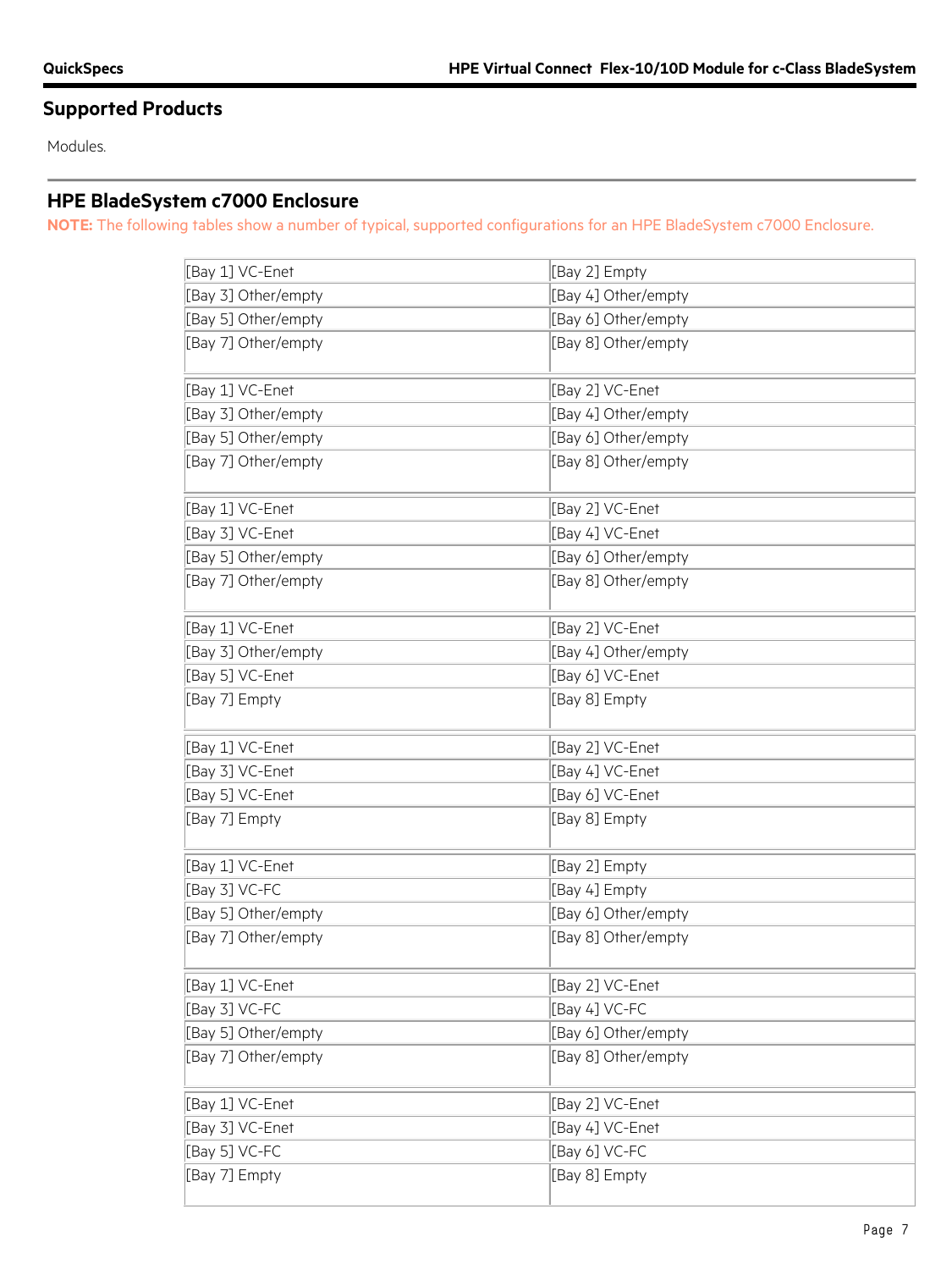## Supported Products

Modules.

### HPE BladeSystem c7000 Enclosure

**NOTE:** The following tables show a number of typical, supported configurations for an HPE BladeSystem c7000 Enclosure.

| | |
|---|---|
| [Bay 1] VC-Enet | [Bay 2] Empty |
| [Bay 3] Other/empty | [Bay 4] Other/empty |
| [Bay 5] Other/empty | [Bay 6] Other/empty |
| [Bay 7] Other/empty | [Bay 8] Other/empty |

| | |
|---|---|
| [Bay 1] VC-Enet | [Bay 2] VC-Enet |
| [Bay 3] Other/empty | [Bay 4] Other/empty |
| [Bay 5] Other/empty | [Bay 6] Other/empty |
| [Bay 7] Other/empty | [Bay 8] Other/empty |

| | |
|---|---|
| [Bay 1] VC-Enet | [Bay 2] VC-Enet |
| [Bay 3] VC-Enet | [Bay 4] VC-Enet |
| [Bay 5] Other/empty | [Bay 6] Other/empty |
| [Bay 7] Other/empty | [Bay 8] Other/empty |

| | |
|---|---|
| [Bay 1] VC-Enet | [Bay 2] VC-Enet |
| [Bay 3] Other/empty | [Bay 4] Other/empty |
| [Bay 5] VC-Enet | [Bay 6] VC-Enet |
| [Bay 7] Empty | [Bay 8] Empty |

| | |
|---|---|
| [Bay 1] VC-Enet | [Bay 2] VC-Enet |
| [Bay 3] VC-Enet | [Bay 4] VC-Enet |
| [Bay 5] VC-Enet | [Bay 6] VC-Enet |
| [Bay 7] Empty | [Bay 8] Empty |

| | |
|---|---|
| [Bay 1] VC-Enet | [Bay 2] Empty |
| [Bay 3] VC-FC | [Bay 4] Empty |
| [Bay 5] Other/empty | [Bay 6] Other/empty |
| [Bay 7] Other/empty | [Bay 8] Other/empty |

| | |
|---|---|
| [Bay 1] VC-Enet | [Bay 2] VC-Enet |
| [Bay 3] VC-FC | [Bay 4] VC-FC |
| [Bay 5] Other/empty | [Bay 6] Other/empty |
| [Bay 7] Other/empty | [Bay 8] Other/empty |

| | |
|---|---|
| [Bay 1] VC-Enet | [Bay 2] VC-Enet |
| [Bay 3] VC-Enet | [Bay 4] VC-Enet |
| [Bay 5] VC-FC | [Bay 6] VC-FC |
| [Bay 7] Empty | [Bay 8] Empty |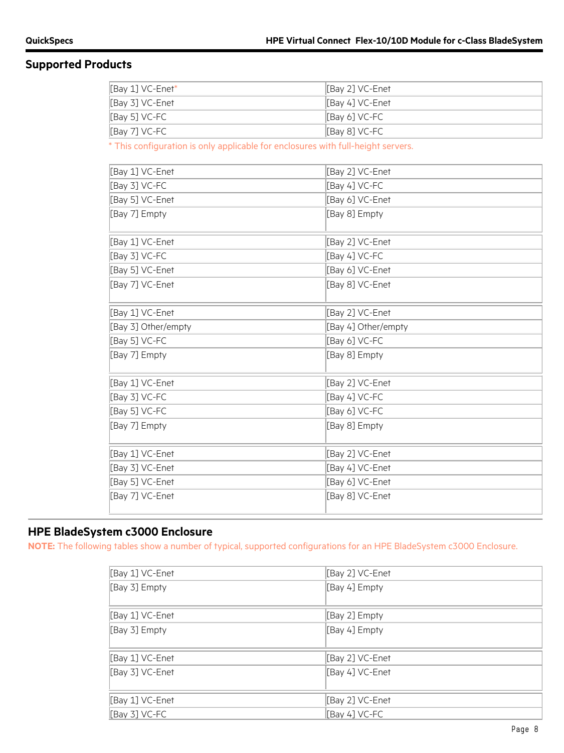## Supported Products

| | |
|---|---|
| [Bay 1] VC-Enet* | [Bay 2] VC-Enet |
| [Bay 3] VC-Enet | [Bay 4] VC-Enet |
| [Bay 5] VC-FC | [Bay 6] VC-FC |
| [Bay 7] VC-FC | [Bay 8] VC-FC |

* This configuration is only applicable for enclosures with full-height servers.

| | |
|---|---|
| [Bay 1] VC-Enet | [Bay 2] VC-Enet |
| [Bay 3] VC-FC | [Bay 4] VC-FC |
| [Bay 5] VC-Enet | [Bay 6] VC-Enet |
| [Bay 7] Empty | [Bay 8] Empty |

| | |
|---|---|
| [Bay 1] VC-Enet | [Bay 2] VC-Enet |
| [Bay 3] VC-FC | [Bay 4] VC-FC |
| [Bay 5] VC-Enet | [Bay 6] VC-Enet |
| [Bay 7] VC-Enet | [Bay 8] VC-Enet |

| | |
|---|---|
| [Bay 1] VC-Enet | [Bay 2] VC-Enet |
| [Bay 3] Other/empty | [Bay 4] Other/empty |
| [Bay 5] VC-FC | [Bay 6] VC-FC |
| [Bay 7] Empty | [Bay 8] Empty |

| | |
|---|---|
| [Bay 1] VC-Enet | [Bay 2] VC-Enet |
| [Bay 3] VC-FC | [Bay 4] VC-FC |
| [Bay 5] VC-FC | [Bay 6] VC-FC |
| [Bay 7] Empty | [Bay 8] Empty |

| | |
|---|---|
| [Bay 1] VC-Enet | [Bay 2] VC-Enet |
| [Bay 3] VC-Enet | [Bay 4] VC-Enet |
| [Bay 5] VC-Enet | [Bay 6] VC-Enet |
| [Bay 7] VC-Enet | [Bay 8] VC-Enet |

### HPE BladeSystem c3000 Enclosure

**NOTE:** The following tables show a number of typical, supported configurations for an HPE BladeSystem c3000 Enclosure.

| | |
|---|---|
| [Bay 1] VC-Enet | [Bay 2] VC-Enet |
| [Bay 3] Empty | [Bay 4] Empty |

| | |
|---|---|
| [Bay 1] VC-Enet | [Bay 2] Empty |
| [Bay 3] Empty | [Bay 4] Empty |

| | |
|---|---|
| [Bay 1] VC-Enet | [Bay 2] VC-Enet |
| [Bay 3] VC-Enet | [Bay 4] VC-Enet |

| | |
|---|---|
| [Bay 1] VC-Enet | [Bay 2] VC-Enet |
| [Bay 3] VC-FC | [Bay 4] VC-FC |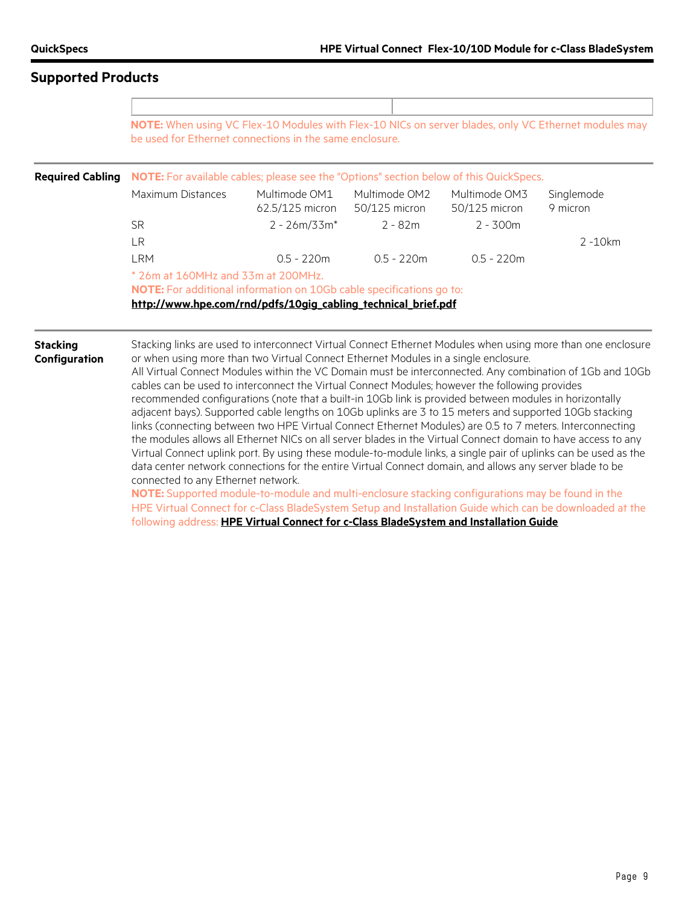## Supported Products

| | |
|---|---|
| | |

**NOTE:** When using VC Flex-10 Modules with Flex-10 NICs on server blades, only VC Ethernet modules may be used for Ethernet connections in the same enclosure.

### Required Cabling

**NOTE:** For available cables; please see the "Options" section below of this QuickSpecs.

| Maximum Distances | Multimode OM1 62.5/125 micron | Multimode OM2 50/125 micron | Multimode OM3 50/125 micron | Singlemode 9 micron |
|---|---|---|---|---|
| SR | 2 - 26m/33m* | 2 - 82m | 2 - 300m | |
| LR | | | | 2 -10km |
| LRM | 0.5 - 220m | 0.5 - 220m | 0.5 - 220m | |

\* 26m at 160MHz and 33m at 200MHz.

**NOTE:** For additional information on 10Gb cable specifications go to: **http://www.hpe.com/rnd/pdfs/10gig_cabling_technical_brief.pdf**

### Stacking Configuration

Stacking links are used to interconnect Virtual Connect Ethernet Modules when using more than one enclosure or when using more than two Virtual Connect Ethernet Modules in a single enclosure.
All Virtual Connect Modules within the VC Domain must be interconnected. Any combination of 1Gb and 10Gb cables can be used to interconnect the Virtual Connect Modules; however the following provides recommended configurations (note that a built-in 10Gb link is provided between modules in horizontally adjacent bays). Supported cable lengths on 10Gb uplinks are 3 to 15 meters and supported 10Gb stacking links (connecting between two HPE Virtual Connect Ethernet Modules) are 0.5 to 7 meters. Interconnecting the modules allows all Ethernet NICs on all server blades in the Virtual Connect domain to have access to any Virtual Connect uplink port. By using these module-to-module links, a single pair of uplinks can be used as the data center network connections for the entire Virtual Connect domain, and allows any server blade to be connected to any Ethernet network.

**NOTE:** Supported module-to-module and multi-enclosure stacking configurations may be found in the HPE Virtual Connect for c-Class BladeSystem Setup and Installation Guide which can be downloaded at the following address: **HPE Virtual Connect for c-Class BladeSystem and Installation Guide**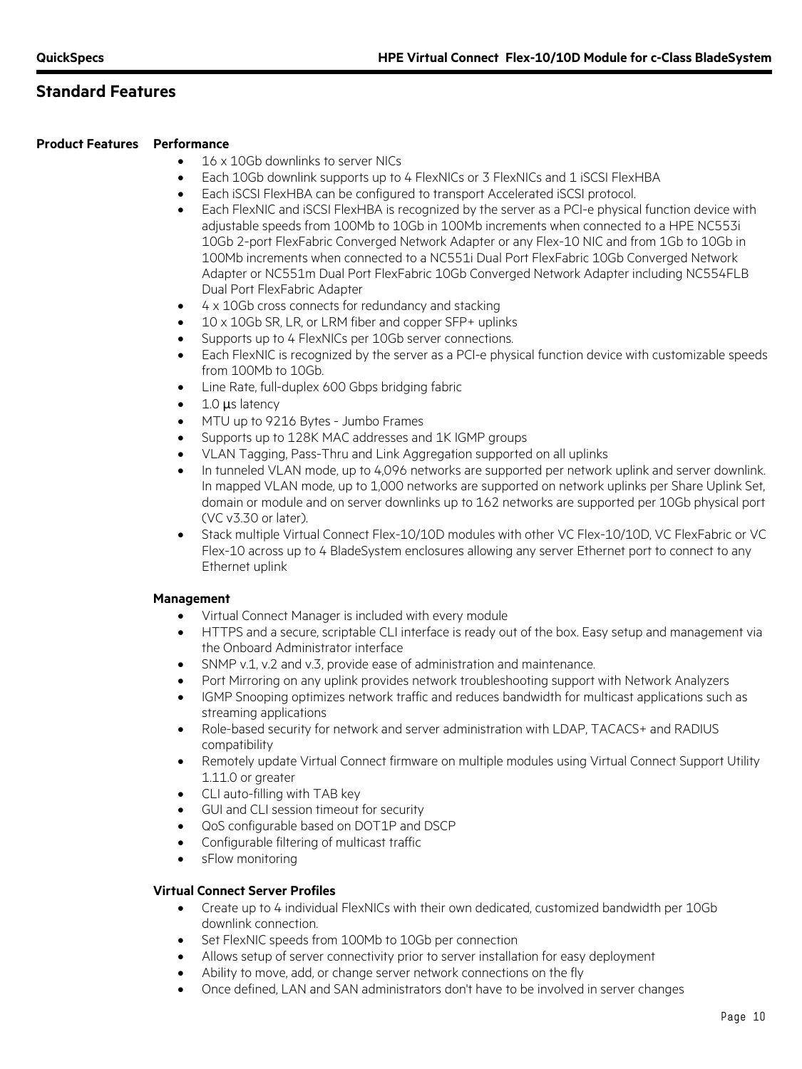## Standard Features

### Product Features

#### Performance

- 16 x 10Gb downlinks to server NICs
- Each 10Gb downlink supports up to 4 FlexNICs or 3 FlexNICs and 1 iSCSI FlexHBA
- Each iSCSI FlexHBA can be configured to transport Accelerated iSCSI protocol.
- Each FlexNIC and iSCSI FlexHBA is recognized by the server as a PCI-e physical function device with adjustable speeds from 100Mb to 10Gb in 100Mb increments when connected to a HPE NC553i 10Gb 2-port FlexFabric Converged Network Adapter or any Flex-10 NIC and from 1Gb to 10Gb in 100Mb increments when connected to a NC551i Dual Port FlexFabric 10Gb Converged Network Adapter or NC551m Dual Port FlexFabric 10Gb Converged Network Adapter including NC554FLB Dual Port FlexFabric Adapter
- 4 x 10Gb cross connects for redundancy and stacking
- 10 x 10Gb SR, LR, or LRM fiber and copper SFP+ uplinks
- Supports up to 4 FlexNICs per 10Gb server connections.
- Each FlexNIC is recognized by the server as a PCI-e physical function device with customizable speeds from 100Mb to 10Gb.
- Line Rate, full-duplex 600 Gbps bridging fabric
- 1.0 μs latency
- MTU up to 9216 Bytes - Jumbo Frames
- Supports up to 128K MAC addresses and 1K IGMP groups
- VLAN Tagging, Pass-Thru and Link Aggregation supported on all uplinks
- In tunneled VLAN mode, up to 4,096 networks are supported per network uplink and server downlink. In mapped VLAN mode, up to 1,000 networks are supported on network uplinks per Share Uplink Set, domain or module and on server downlinks up to 162 networks are supported per 10Gb physical port (VC v3.30 or later).
- Stack multiple Virtual Connect Flex-10/10D modules with other VC Flex-10/10D, VC FlexFabric or VC Flex-10 across up to 4 BladeSystem enclosures allowing any server Ethernet port to connect to any Ethernet uplink

#### Management

- Virtual Connect Manager is included with every module
- HTTPS and a secure, scriptable CLI interface is ready out of the box. Easy setup and management via the Onboard Administrator interface
- SNMP v.1, v.2 and v.3, provide ease of administration and maintenance.
- Port Mirroring on any uplink provides network troubleshooting support with Network Analyzers
- IGMP Snooping optimizes network traffic and reduces bandwidth for multicast applications such as streaming applications
- Role-based security for network and server administration with LDAP, TACACS+ and RADIUS compatibility
- Remotely update Virtual Connect firmware on multiple modules using Virtual Connect Support Utility 1.11.0 or greater
- CLI auto-filling with TAB key
- GUI and CLI session timeout for security
- QoS configurable based on DOT1P and DSCP
- Configurable filtering of multicast traffic
- sFlow monitoring

#### Virtual Connect Server Profiles

- Create up to 4 individual FlexNICs with their own dedicated, customized bandwidth per 10Gb downlink connection.
- Set FlexNIC speeds from 100Mb to 10Gb per connection
- Allows setup of server connectivity prior to server installation for easy deployment
- Ability to move, add, or change server network connections on the fly
- Once defined, LAN and SAN administrators don't have to be involved in server changes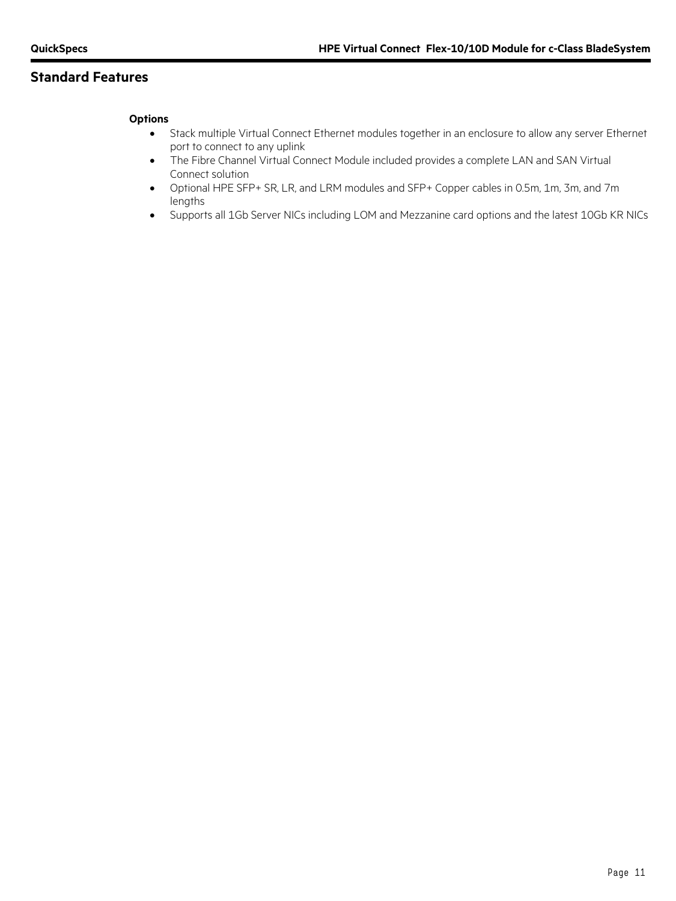## Standard Features

**Options**

- Stack multiple Virtual Connect Ethernet modules together in an enclosure to allow any server Ethernet port to connect to any uplink
- The Fibre Channel Virtual Connect Module included provides a complete LAN and SAN Virtual Connect solution
- Optional HPE SFP+ SR, LR, and LRM modules and SFP+ Copper cables in 0.5m, 1m, 3m, and 7m lengths
- Supports all 1Gb Server NICs including LOM and Mezzanine card options and the latest 10Gb KR NICs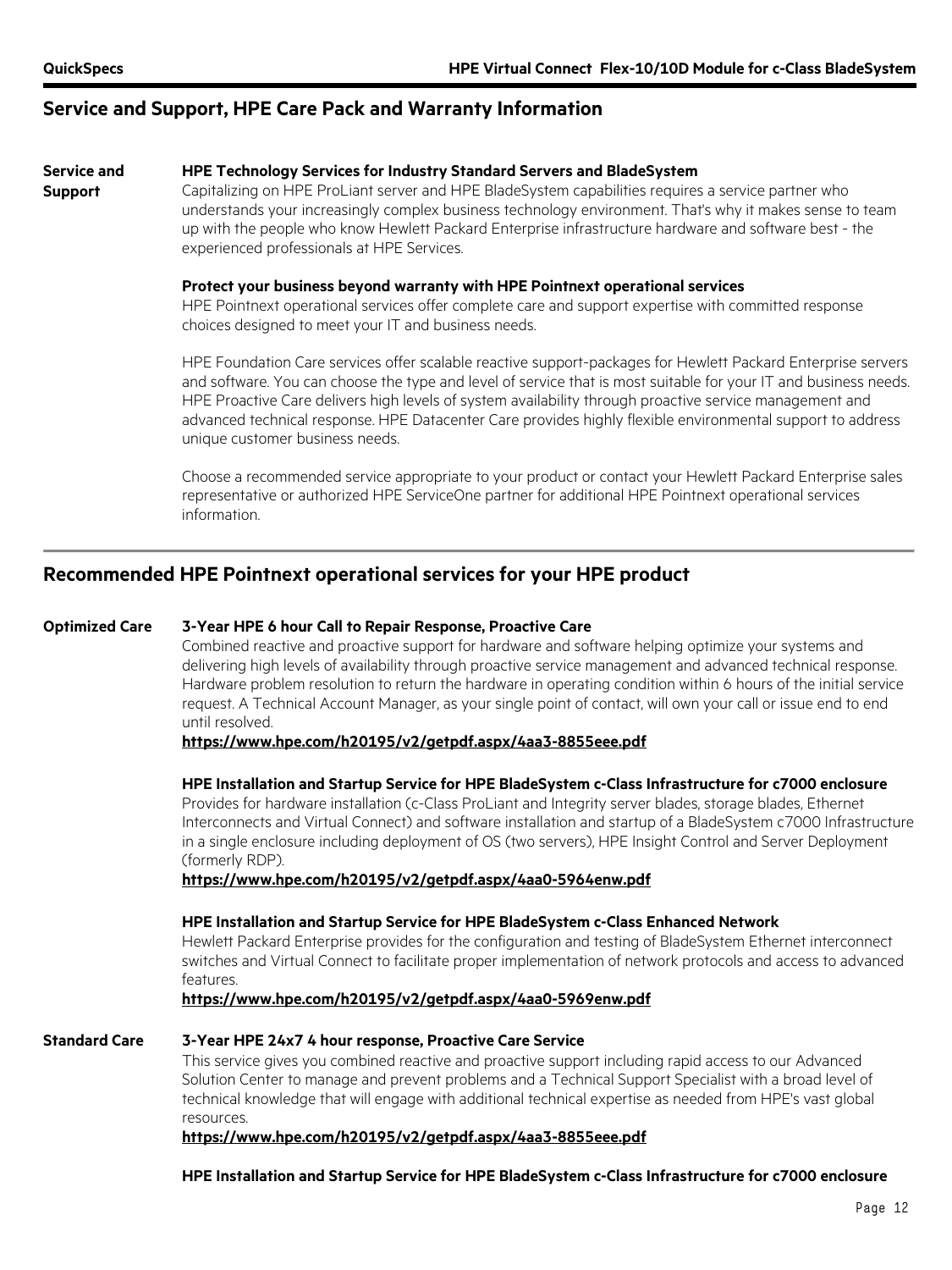## Service and Support, HPE Care Pack and Warranty Information

**Service and Support**

**HPE Technology Services for Industry Standard Servers and BladeSystem**

Capitalizing on HPE ProLiant server and HPE BladeSystem capabilities requires a service partner who understands your increasingly complex business technology environment. That's why it makes sense to team up with the people who know Hewlett Packard Enterprise infrastructure hardware and software best - the experienced professionals at HPE Services.

**Protect your business beyond warranty with HPE Pointnext operational services**

HPE Pointnext operational services offer complete care and support expertise with committed response choices designed to meet your IT and business needs.

HPE Foundation Care services offer scalable reactive support-packages for Hewlett Packard Enterprise servers and software. You can choose the type and level of service that is most suitable for your IT and business needs. HPE Proactive Care delivers high levels of system availability through proactive service management and advanced technical response. HPE Datacenter Care provides highly flexible environmental support to address unique customer business needs.

Choose a recommended service appropriate to your product or contact your Hewlett Packard Enterprise sales representative or authorized HPE ServiceOne partner for additional HPE Pointnext operational services information.

## Recommended HPE Pointnext operational services for your HPE product

**Optimized Care**

**3-Year HPE 6 hour Call to Repair Response, Proactive Care**

Combined reactive and proactive support for hardware and software helping optimize your systems and delivering high levels of availability through proactive service management and advanced technical response. Hardware problem resolution to return the hardware in operating condition within 6 hours of the initial service request. A Technical Account Manager, as your single point of contact, will own your call or issue end to end until resolved.

**https://www.hpe.com/h20195/v2/getpdf.aspx/4aa3-8855eee.pdf**

**HPE Installation and Startup Service for HPE BladeSystem c-Class Infrastructure for c7000 enclosure**

Provides for hardware installation (c-Class ProLiant and Integrity server blades, storage blades, Ethernet Interconnects and Virtual Connect) and software installation and startup of a BladeSystem c7000 Infrastructure in a single enclosure including deployment of OS (two servers), HPE Insight Control and Server Deployment (formerly RDP).

**https://www.hpe.com/h20195/v2/getpdf.aspx/4aa0-5964enw.pdf**

**HPE Installation and Startup Service for HPE BladeSystem c-Class Enhanced Network**

Hewlett Packard Enterprise provides for the configuration and testing of BladeSystem Ethernet interconnect switches and Virtual Connect to facilitate proper implementation of network protocols and access to advanced features.

**https://www.hpe.com/h20195/v2/getpdf.aspx/4aa0-5969enw.pdf**

**Standard Care**

**3-Year HPE 24x7 4 hour response, Proactive Care Service**

This service gives you combined reactive and proactive support including rapid access to our Advanced Solution Center to manage and prevent problems and a Technical Support Specialist with a broad level of technical knowledge that will engage with additional technical expertise as needed from HPE's vast global resources.

**https://www.hpe.com/h20195/v2/getpdf.aspx/4aa3-8855eee.pdf**

**HPE Installation and Startup Service for HPE BladeSystem c-Class Infrastructure for c7000 enclosure**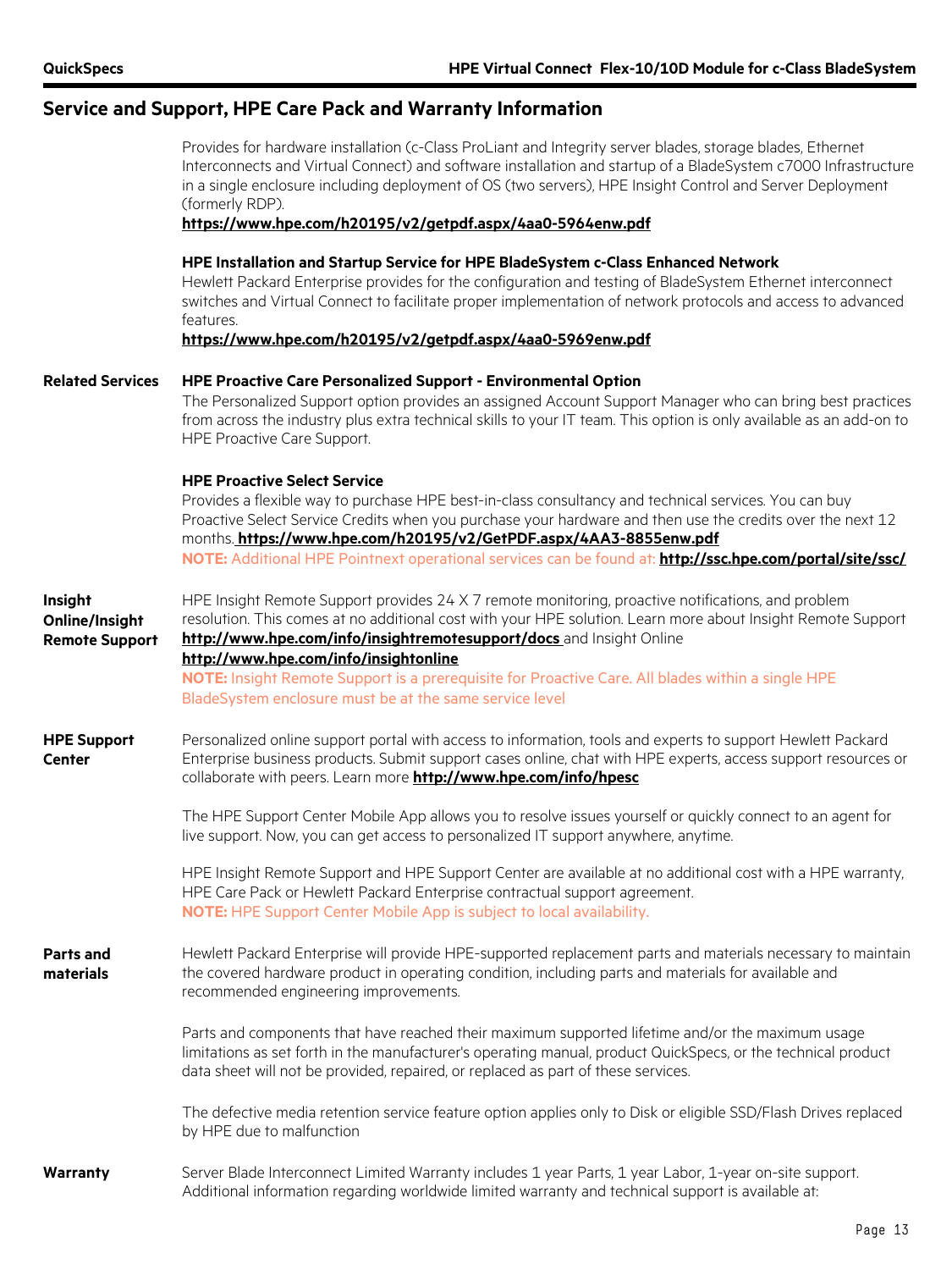## Service and Support, HPE Care Pack and Warranty Information

Provides for hardware installation (c-Class ProLiant and Integrity server blades, storage blades, Ethernet Interconnects and Virtual Connect) and software installation and startup of a BladeSystem c7000 Infrastructure in a single enclosure including deployment of OS (two servers), HPE Insight Control and Server Deployment (formerly RDP).
**https://www.hpe.com/h20195/v2/getpdf.aspx/4aa0-5964enw.pdf**

**HPE Installation and Startup Service for HPE BladeSystem c-Class Enhanced Network**
Hewlett Packard Enterprise provides for the configuration and testing of BladeSystem Ethernet interconnect switches and Virtual Connect to facilitate proper implementation of network protocols and access to advanced features.
**https://www.hpe.com/h20195/v2/getpdf.aspx/4aa0-5969enw.pdf**

**Related Services**

**HPE Proactive Care Personalized Support - Environmental Option**
The Personalized Support option provides an assigned Account Support Manager who can bring best practices from across the industry plus extra technical skills to your IT team. This option is only available as an add-on to HPE Proactive Care Support.

**HPE Proactive Select Service**
Provides a flexible way to purchase HPE best-in-class consultancy and technical services. You can buy Proactive Select Service Credits when you purchase your hardware and then use the credits over the next 12 months. **https://www.hpe.com/h20195/v2/GetPDF.aspx/4AA3-8855enw.pdf**
**NOTE:** Additional HPE Pointnext operational services can be found at: **http://ssc.hpe.com/portal/site/ssc/**

**Insight Online/Insight Remote Support**

HPE Insight Remote Support provides 24 X 7 remote monitoring, proactive notifications, and problem resolution. This comes at no additional cost with your HPE solution. Learn more about Insight Remote Support **http://www.hpe.com/info/insightremotesupport/docs** and Insight Online **http://www.hpe.com/info/insightonline**
**NOTE:** Insight Remote Support is a prerequisite for Proactive Care. All blades within a single HPE BladeSystem enclosure must be at the same service level

**HPE Support Center**

Personalized online support portal with access to information, tools and experts to support Hewlett Packard Enterprise business products. Submit support cases online, chat with HPE experts, access support resources or collaborate with peers. Learn more **http://www.hpe.com/info/hpesc**

The HPE Support Center Mobile App allows you to resolve issues yourself or quickly connect to an agent for live support. Now, you can get access to personalized IT support anywhere, anytime.

HPE Insight Remote Support and HPE Support Center are available at no additional cost with a HPE warranty, HPE Care Pack or Hewlett Packard Enterprise contractual support agreement.
**NOTE:** HPE Support Center Mobile App is subject to local availability.

**Parts and materials**

Hewlett Packard Enterprise will provide HPE-supported replacement parts and materials necessary to maintain the covered hardware product in operating condition, including parts and materials for available and recommended engineering improvements.

Parts and components that have reached their maximum supported lifetime and/or the maximum usage limitations as set forth in the manufacturer's operating manual, product QuickSpecs, or the technical product data sheet will not be provided, repaired, or replaced as part of these services.

The defective media retention service feature option applies only to Disk or eligible SSD/Flash Drives replaced by HPE due to malfunction

**Warranty**

Server Blade Interconnect Limited Warranty includes 1 year Parts, 1 year Labor, 1-year on-site support. Additional information regarding worldwide limited warranty and technical support is available at: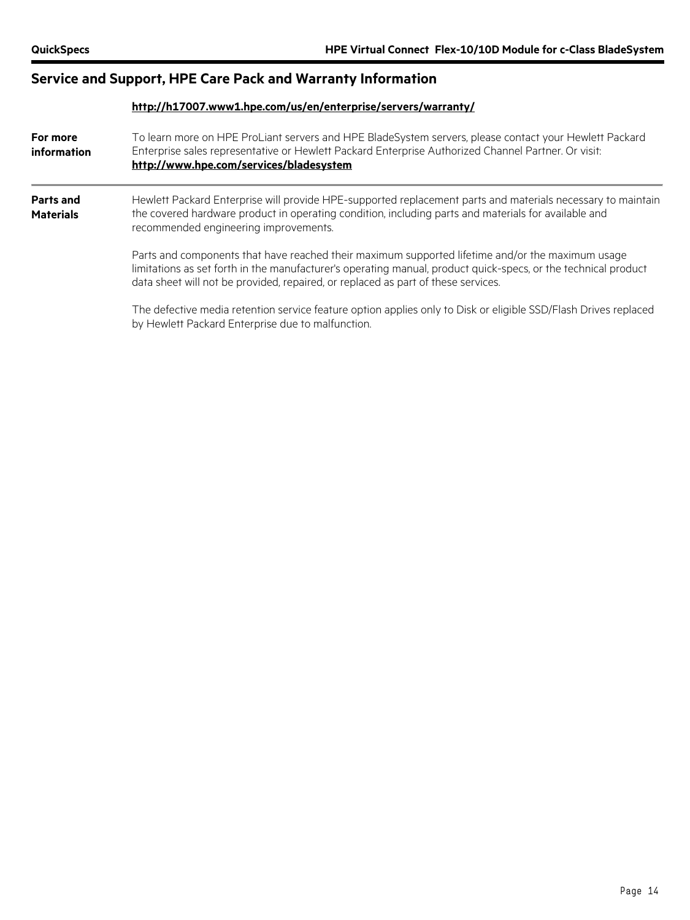## Service and Support, HPE Care Pack and Warranty Information

**http://h17007.www1.hpe.com/us/en/enterprise/servers/warranty/**

**For more information**

To learn more on HPE ProLiant servers and HPE BladeSystem servers, please contact your Hewlett Packard Enterprise sales representative or Hewlett Packard Enterprise Authorized Channel Partner. Or visit: **http://www.hpe.com/services/bladesystem**

**Parts and Materials**

Hewlett Packard Enterprise will provide HPE-supported replacement parts and materials necessary to maintain the covered hardware product in operating condition, including parts and materials for available and recommended engineering improvements.

Parts and components that have reached their maximum supported lifetime and/or the maximum usage limitations as set forth in the manufacturer's operating manual, product quick-specs, or the technical product data sheet will not be provided, repaired, or replaced as part of these services.

The defective media retention service feature option applies only to Disk or eligible SSD/Flash Drives replaced by Hewlett Packard Enterprise due to malfunction.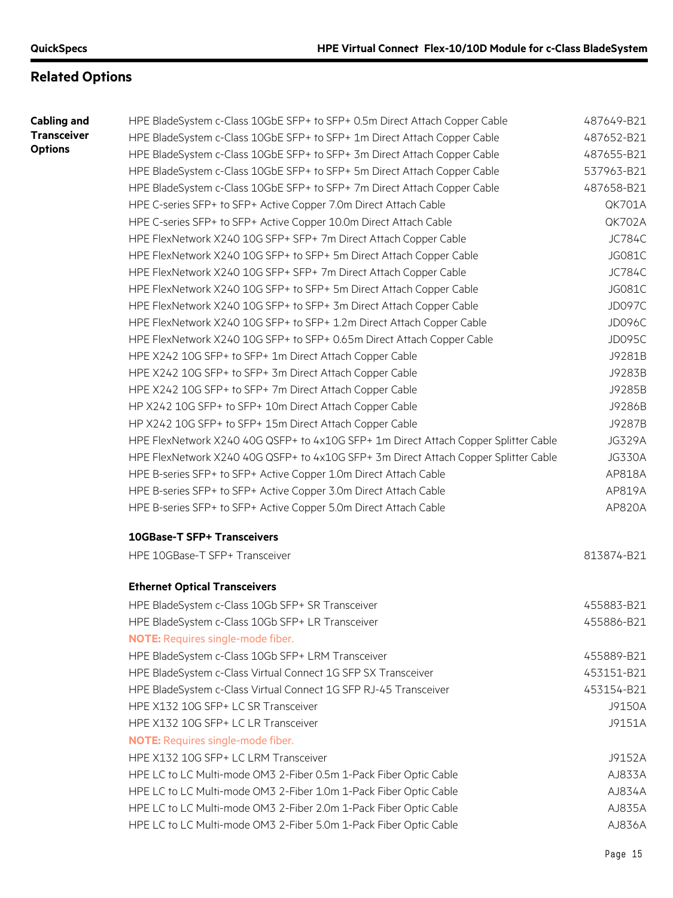## Related Options

**Cabling and Transceiver Options**

| Description | Part Number |
|---|---|
| HPE BladeSystem c-Class 10GbE SFP+ to SFP+ 0.5m Direct Attach Copper Cable | 487649-B21 |
| HPE BladeSystem c-Class 10GbE SFP+ to SFP+ 1m Direct Attach Copper Cable | 487652-B21 |
| HPE BladeSystem c-Class 10GbE SFP+ to SFP+ 3m Direct Attach Copper Cable | 487655-B21 |
| HPE BladeSystem c-Class 10GbE SFP+ to SFP+ 5m Direct Attach Copper Cable | 537963-B21 |
| HPE BladeSystem c-Class 10GbE SFP+ to SFP+ 7m Direct Attach Copper Cable | 487658-B21 |
| HPE C-series SFP+ to SFP+ Active Copper 7.0m Direct Attach Cable | QK701A |
| HPE C-series SFP+ to SFP+ Active Copper 10.0m Direct Attach Cable | QK702A |
| HPE FlexNetwork X240 10G SFP+ SFP+ 7m Direct Attach Copper Cable | JC784C |
| HPE FlexNetwork X240 10G SFP+ to SFP+ 5m Direct Attach Copper Cable | JG081C |
| HPE FlexNetwork X240 10G SFP+ SFP+ 7m Direct Attach Copper Cable | JC784C |
| HPE FlexNetwork X240 10G SFP+ to SFP+ 5m Direct Attach Copper Cable | JG081C |
| HPE FlexNetwork X240 10G SFP+ to SFP+ 3m Direct Attach Copper Cable | JD097C |
| HPE FlexNetwork X240 10G SFP+ to SFP+ 1.2m Direct Attach Copper Cable | JD096C |
| HPE FlexNetwork X240 10G SFP+ to SFP+ 0.65m Direct Attach Copper Cable | JD095C |
| HPE X242 10G SFP+ to SFP+ 1m Direct Attach Copper Cable | J9281B |
| HPE X242 10G SFP+ to SFP+ 3m Direct Attach Copper Cable | J9283B |
| HPE X242 10G SFP+ to SFP+ 7m Direct Attach Copper Cable | J9285B |
| HP X242 10G SFP+ to SFP+ 10m Direct Attach Copper Cable | J9286B |
| HP X242 10G SFP+ to SFP+ 15m Direct Attach Copper Cable | J9287B |
| HPE FlexNetwork X240 40G QSFP+ to 4x10G SFP+ 1m Direct Attach Copper Splitter Cable | JG329A |
| HPE FlexNetwork X240 40G QSFP+ to 4x10G SFP+ 3m Direct Attach Copper Splitter Cable | JG330A |
| HPE B-series SFP+ to SFP+ Active Copper 1.0m Direct Attach Cable | AP818A |
| HPE B-series SFP+ to SFP+ Active Copper 3.0m Direct Attach Cable | AP819A |
| HPE B-series SFP+ to SFP+ Active Copper 5.0m Direct Attach Cable | AP820A |

**10GBase-T SFP+ Transceivers**

| Description | Part Number |
|---|---|
| HPE 10GBase-T SFP+ Transceiver | 813874-B21 |

**Ethernet Optical Transceivers**

| Description | Part Number |
|---|---|
| HPE BladeSystem c-Class 10Gb SFP+ SR Transceiver | 455883-B21 |
| HPE BladeSystem c-Class 10Gb SFP+ LR Transceiver | 455886-B21 |
| **NOTE:** Requires single-mode fiber. | |
| HPE BladeSystem c-Class 10Gb SFP+ LRM Transceiver | 455889-B21 |
| HPE BladeSystem c-Class Virtual Connect 1G SFP SX Transceiver | 453151-B21 |
| HPE BladeSystem c-Class Virtual Connect 1G SFP RJ-45 Transceiver | 453154-B21 |
| HPE X132 10G SFP+ LC SR Transceiver | J9150A |
| HPE X132 10G SFP+ LC LR Transceiver | J9151A |
| **NOTE:** Requires single-mode fiber. | |
| HPE X132 10G SFP+ LC LRM Transceiver | J9152A |
| HPE LC to LC Multi-mode OM3 2-Fiber 0.5m 1-Pack Fiber Optic Cable | AJ833A |
| HPE LC to LC Multi-mode OM3 2-Fiber 1.0m 1-Pack Fiber Optic Cable | AJ834A |
| HPE LC to LC Multi-mode OM3 2-Fiber 2.0m 1-Pack Fiber Optic Cable | AJ835A |
| HPE LC to LC Multi-mode OM3 2-Fiber 5.0m 1-Pack Fiber Optic Cable | AJ836A |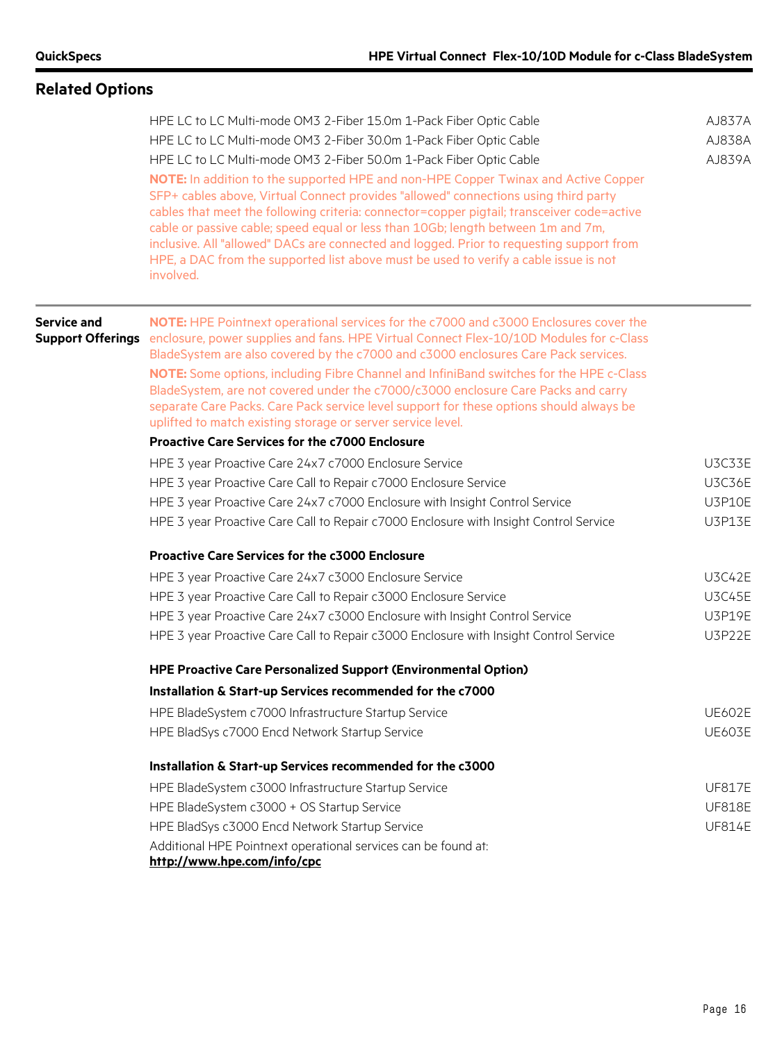## Related Options

| | |
|---|---|
| HPE LC to LC Multi-mode OM3 2-Fiber 15.0m 1-Pack Fiber Optic Cable | AJ837A |
| HPE LC to LC Multi-mode OM3 2-Fiber 30.0m 1-Pack Fiber Optic Cable | AJ838A |
| HPE LC to LC Multi-mode OM3 2-Fiber 50.0m 1-Pack Fiber Optic Cable | AJ839A |

**NOTE:** In addition to the supported HPE and non-HPE Copper Twinax and Active Copper SFP+ cables above, Virtual Connect provides "allowed" connections using third party cables that meet the following criteria: connector=copper pigtail; transceiver code=active cable or passive cable; speed equal or less than 10Gb; length between 1m and 7m, inclusive. All "allowed" DACs are connected and logged. Prior to requesting support from HPE, a DAC from the supported list above must be used to verify a cable issue is not involved.

## Service and Support Offerings

**NOTE:** HPE Pointnext operational services for the c7000 and c3000 Enclosures cover the enclosure, power supplies and fans. HPE Virtual Connect Flex-10/10D Modules for c-Class BladeSystem are also covered by the c7000 and c3000 enclosures Care Pack services.

**NOTE:** Some options, including Fibre Channel and InfiniBand switches for the HPE c-Class BladeSystem, are not covered under the c7000/c3000 enclosure Care Packs and carry separate Care Packs. Care Pack service level support for these options should always be uplifted to match existing storage or server service level.

**Proactive Care Services for the c7000 Enclosure**

| | |
|---|---|
| HPE 3 year Proactive Care 24x7 c7000 Enclosure Service | U3C33E |
| HPE 3 year Proactive Care Call to Repair c7000 Enclosure Service | U3C36E |
| HPE 3 year Proactive Care 24x7 c7000 Enclosure with Insight Control Service | U3P10E |
| HPE 3 year Proactive Care Call to Repair c7000 Enclosure with Insight Control Service | U3P13E |

**Proactive Care Services for the c3000 Enclosure**

| | |
|---|---|
| HPE 3 year Proactive Care 24x7 c3000 Enclosure Service | U3C42E |
| HPE 3 year Proactive Care Call to Repair c3000 Enclosure Service | U3C45E |
| HPE 3 year Proactive Care 24x7 c3000 Enclosure with Insight Control Service | U3P19E |
| HPE 3 year Proactive Care Call to Repair c3000 Enclosure with Insight Control Service | U3P22E |

**HPE Proactive Care Personalized Support (Environmental Option)**

**Installation & Start-up Services recommended for the c7000**

| | |
|---|---|
| HPE BladeSystem c7000 Infrastructure Startup Service | UE602E |
| HPE BladSys c7000 Encd Network Startup Service | UE603E |

**Installation & Start-up Services recommended for the c3000**

| | |
|---|---|
| HPE BladeSystem c3000 Infrastructure Startup Service | UF817E |
| HPE BladeSystem c3000 + OS Startup Service | UF818E |
| HPE BladSys c3000 Encd Network Startup Service | UF814E |

Additional HPE Pointnext operational services can be found at:
**http://www.hpe.com/info/cpc**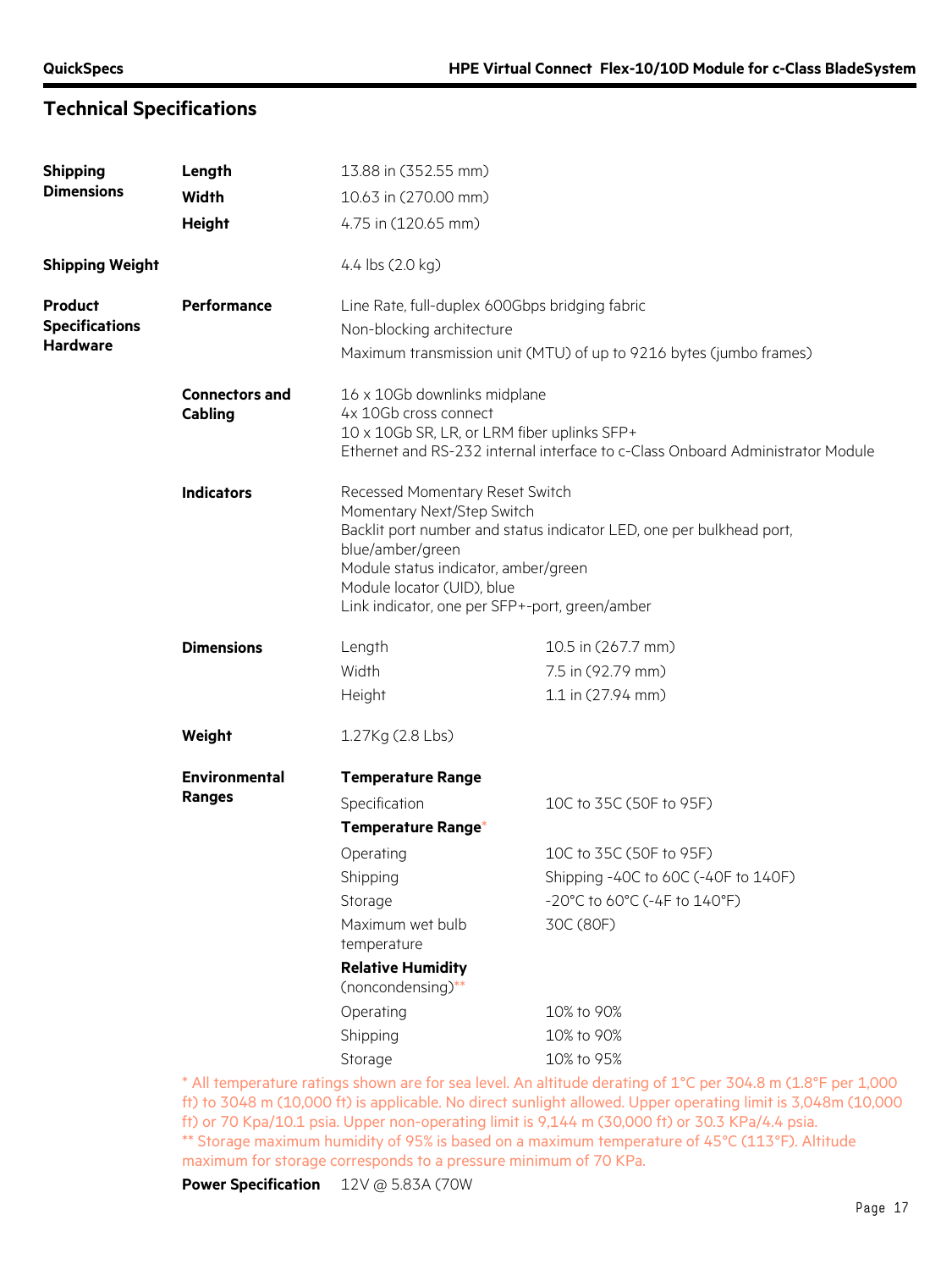## Technical Specifications

| | | | |
|---|---|---|---|
| **Shipping Dimensions** | **Length** | 13.88 in (352.55 mm) | |
| | **Width** | 10.63 in (270.00 mm) | |
| | **Height** | 4.75 in (120.65 mm) | |
| **Shipping Weight** | | 4.4 lbs (2.0 kg) | |
| **Product Specifications Hardware** | **Performance** | Line Rate, full-duplex 600Gbps bridging fabric<br>Non-blocking architecture<br>Maximum transmission unit (MTU) of up to 9216 bytes (jumbo frames) | |
| | **Connectors and Cabling** | 16 x 10Gb downlinks midplane<br>4x 10Gb cross connect<br>10 x 10Gb SR, LR, or LRM fiber uplinks SFP+<br>Ethernet and RS-232 internal interface to c-Class Onboard Administrator Module | |
| | **Indicators** | Recessed Momentary Reset Switch<br>Momentary Next/Step Switch<br>Backlit port number and status indicator LED, one per bulkhead port, blue/amber/green<br>Module status indicator, amber/green<br>Module locator (UID), blue<br>Link indicator, one per SFP+-port, green/amber | |
| | **Dimensions** | Length | 10.5 in (267.7 mm) |
| | | Width | 7.5 in (92.79 mm) |
| | | Height | 1.1 in (27.94 mm) |
| | **Weight** | 1.27Kg (2.8 Lbs) | |
| | **Environmental Ranges** | **Temperature Range** | |
| | | Specification | 10C to 35C (50F to 95F) |
| | | **Temperature Range*** | |
| | | Operating | 10C to 35C (50F to 95F) |
| | | Shipping | Shipping -40C to 60C (-40F to 140F) |
| | | Storage | -20°C to 60°C (-4F to 140°F) |
| | | Maximum wet bulb temperature | 30C (80F) |
| | | **Relative Humidity** (noncondensing)** | |
| | | Operating | 10% to 90% |
| | | Shipping | 10% to 90% |
| | | Storage | 10% to 95% |

* All temperature ratings shown are for sea level. An altitude derating of 1°C per 304.8 m (1.8°F per 1,000 ft) to 3048 m (10,000 ft) is applicable. No direct sunlight allowed. Upper operating limit is 3,048m (10,000 ft) or 70 Kpa/10.1 psia. Upper non-operating limit is 9,144 m (30,000 ft) or 30.3 KPa/4.4 psia.
** Storage maximum humidity of 95% is based on a maximum temperature of 45°C (113°F). Altitude maximum for storage corresponds to a pressure minimum of 70 KPa.

**Power Specification** 12V @ 5.83A (70W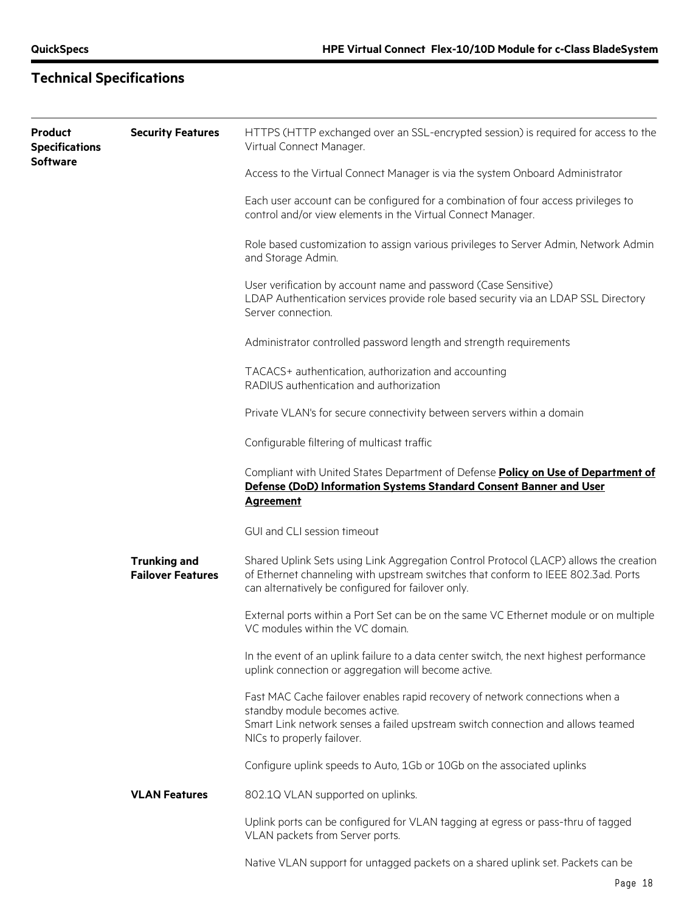## Technical Specifications

**Product Specifications Software**

### Security Features

HTTPS (HTTP exchanged over an SSL-encrypted session) is required for access to the Virtual Connect Manager.

Access to the Virtual Connect Manager is via the system Onboard Administrator

Each user account can be configured for a combination of four access privileges to control and/or view elements in the Virtual Connect Manager.

Role based customization to assign various privileges to Server Admin, Network Admin and Storage Admin.

User verification by account name and password (Case Sensitive)
LDAP Authentication services provide role based security via an LDAP SSL Directory Server connection.

Administrator controlled password length and strength requirements

TACACS+ authentication, authorization and accounting
RADIUS authentication and authorization

Private VLAN's for secure connectivity between servers within a domain

Configurable filtering of multicast traffic

Compliant with United States Department of Defense **Policy on Use of Department of Defense (DoD) Information Systems Standard Consent Banner and User Agreement**

GUI and CLI session timeout

### Trunking and Failover Features

Shared Uplink Sets using Link Aggregation Control Protocol (LACP) allows the creation of Ethernet channeling with upstream switches that conform to IEEE 802.3ad. Ports can alternatively be configured for failover only.

External ports within a Port Set can be on the same VC Ethernet module or on multiple VC modules within the VC domain.

In the event of an uplink failure to a data center switch, the next highest performance uplink connection or aggregation will become active.

Fast MAC Cache failover enables rapid recovery of network connections when a standby module becomes active.
Smart Link network senses a failed upstream switch connection and allows teamed NICs to properly failover.

Configure uplink speeds to Auto, 1Gb or 10Gb on the associated uplinks

### VLAN Features

802.1Q VLAN supported on uplinks.

Uplink ports can be configured for VLAN tagging at egress or pass-thru of tagged VLAN packets from Server ports.

Native VLAN support for untagged packets on a shared uplink set. Packets can be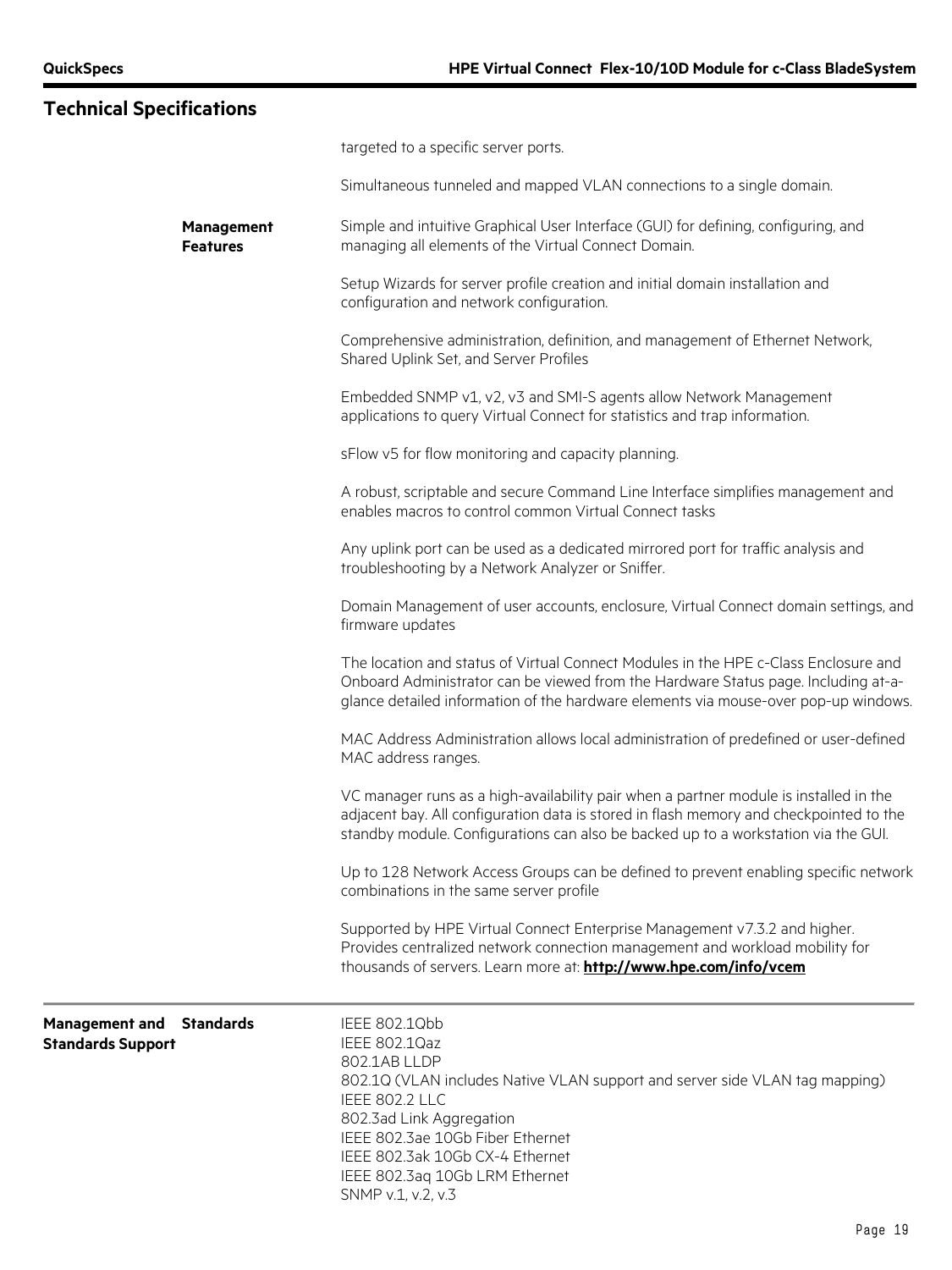## Technical Specifications

targeted to a specific server ports.

Simultaneous tunneled and mapped VLAN connections to a single domain.

**Management Features**

Simple and intuitive Graphical User Interface (GUI) for defining, configuring, and managing all elements of the Virtual Connect Domain.

Setup Wizards for server profile creation and initial domain installation and configuration and network configuration.

Comprehensive administration, definition, and management of Ethernet Network, Shared Uplink Set, and Server Profiles

Embedded SNMP v1, v2, v3 and SMI-S agents allow Network Management applications to query Virtual Connect for statistics and trap information.

sFlow v5 for flow monitoring and capacity planning.

A robust, scriptable and secure Command Line Interface simplifies management and enables macros to control common Virtual Connect tasks

Any uplink port can be used as a dedicated mirrored port for traffic analysis and troubleshooting by a Network Analyzer or Sniffer.

Domain Management of user accounts, enclosure, Virtual Connect domain settings, and firmware updates

The location and status of Virtual Connect Modules in the HPE c-Class Enclosure and Onboard Administrator can be viewed from the Hardware Status page. Including at-a-glance detailed information of the hardware elements via mouse-over pop-up windows.

MAC Address Administration allows local administration of predefined or user-defined MAC address ranges.

VC manager runs as a high-availability pair when a partner module is installed in the adjacent bay. All configuration data is stored in flash memory and checkpointed to the standby module. Configurations can also be backed up to a workstation via the GUI.

Up to 128 Network Access Groups can be defined to prevent enabling specific network combinations in the same server profile

Supported by HPE Virtual Connect Enterprise Management v7.3.2 and higher. Provides centralized network connection management and workload mobility for thousands of servers. Learn more at: **http://www.hpe.com/info/vcem**

---

**Management and Standards Support** — **Standards**

IEEE 802.1Qbb
IEEE 802.1Qaz
802.1AB LLDP
802.1Q (VLAN includes Native VLAN support and server side VLAN tag mapping)
IEEE 802.2 LLC
802.3ad Link Aggregation
IEEE 802.3ae 10Gb Fiber Ethernet
IEEE 802.3ak 10Gb CX-4 Ethernet
IEEE 802.3aq 10Gb LRM Ethernet
SNMP v.1, v.2, v.3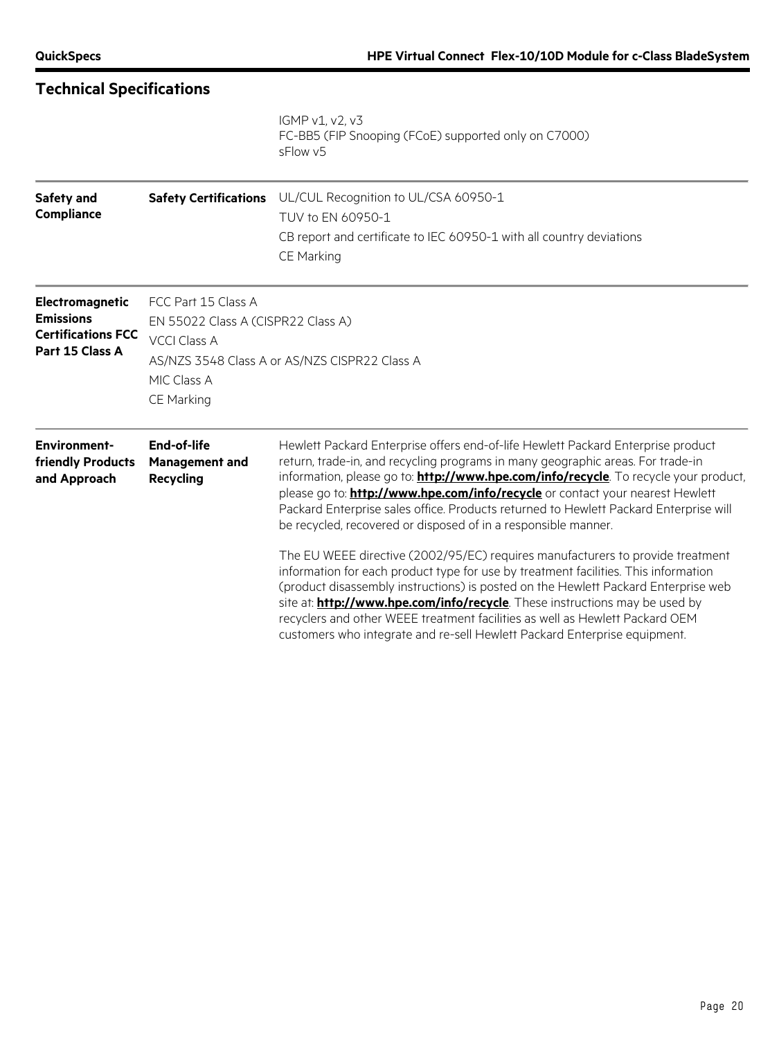## Technical Specifications

| | | |
|---|---|---|
| | | IGMP v1, v2, v3<br>FC-BB5 (FIP Snooping (FCoE) supported only on C7000)<br>sFlow v5 |
| **Safety and Compliance** | **Safety Certifications** | UL/CUL Recognition to UL/CSA 60950-1<br>TUV to EN 60950-1<br>CB report and certificate to IEC 60950-1 with all country deviations<br>CE Marking |
| **Electromagnetic Emissions Certifications FCC Part 15 Class A** | FCC Part 15 Class A<br>EN 55022 Class A (CISPR22 Class A)<br>VCCI Class A<br>AS/NZS 3548 Class A or AS/NZS CISPR22 Class A<br>MIC Class A<br>CE Marking | |
| **Environment-friendly Products and Approach** | **End-of-life Management and Recycling** | Hewlett Packard Enterprise offers end-of-life Hewlett Packard Enterprise product return, trade-in, and recycling programs in many geographic areas. For trade-in information, please go to: **http://www.hpe.com/info/recycle**. To recycle your product, please go to: **http://www.hpe.com/info/recycle** or contact your nearest Hewlett Packard Enterprise sales office. Products returned to Hewlett Packard Enterprise will be recycled, recovered or disposed of in a responsible manner.<br><br>The EU WEEE directive (2002/95/EC) requires manufacturers to provide treatment information for each product type for use by treatment facilities. This information (product disassembly instructions) is posted on the Hewlett Packard Enterprise web site at: **http://www.hpe.com/info/recycle**. These instructions may be used by recyclers and other WEEE treatment facilities as well as Hewlett Packard OEM customers who integrate and re-sell Hewlett Packard Enterprise equipment. |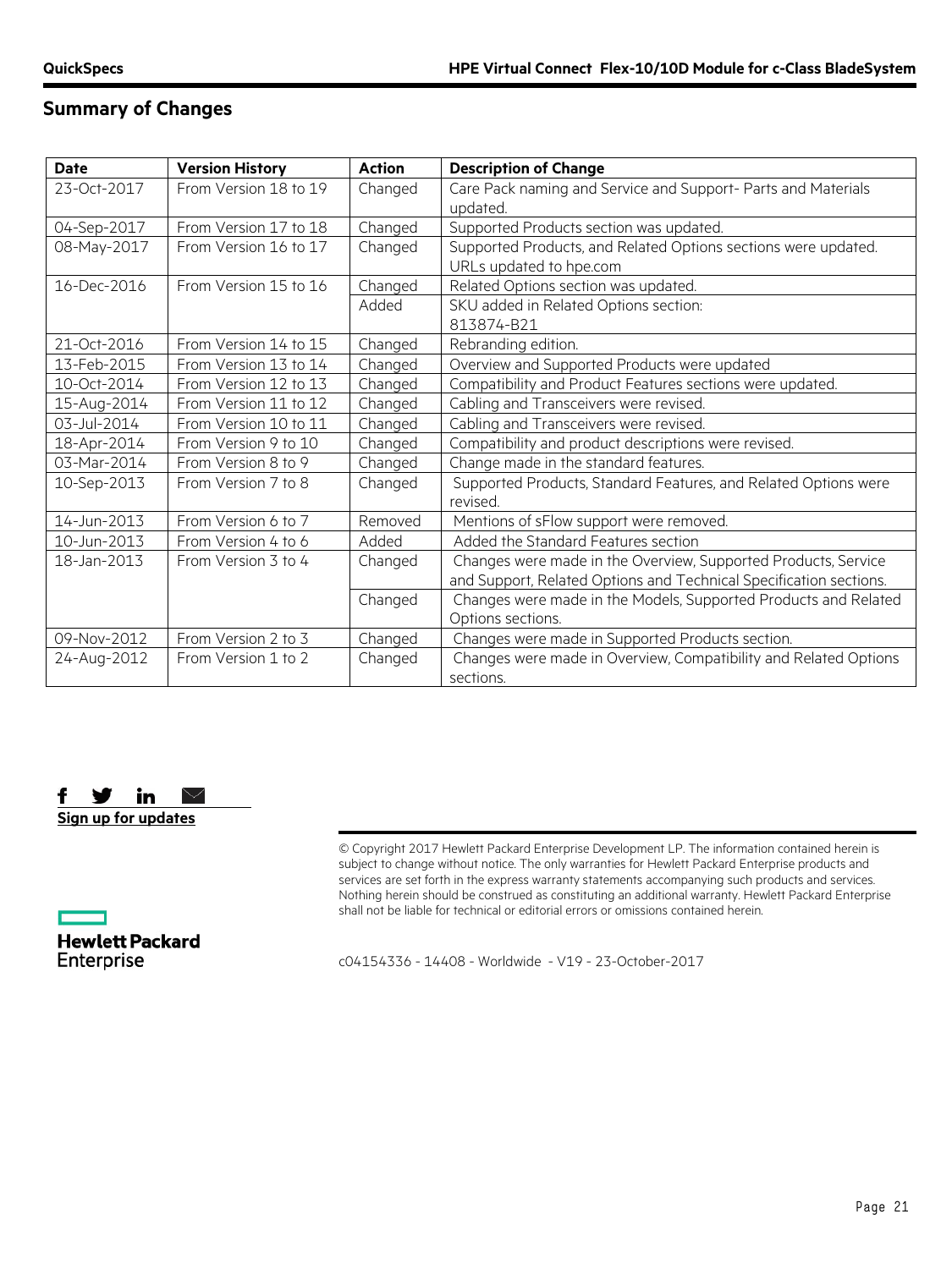## Summary of Changes

| Date | Version History | Action | Description of Change |
|---|---|---|---|
| 23-Oct-2017 | From Version 18 to 19 | Changed | Care Pack naming and Service and Support- Parts and Materials updated. |
| 04-Sep-2017 | From Version 17 to 18 | Changed | Supported Products section was updated. |
| 08-May-2017 | From Version 16 to 17 | Changed | Supported Products, and Related Options sections were updated. URLs updated to hpe.com |
| 16-Dec-2016 | From Version 15 to 16 | Changed | Related Options section was updated. |
| | | Added | SKU added in Related Options section: 813874-B21 |
| 21-Oct-2016 | From Version 14 to 15 | Changed | Rebranding edition. |
| 13-Feb-2015 | From Version 13 to 14 | Changed | Overview and Supported Products were updated |
| 10-Oct-2014 | From Version 12 to 13 | Changed | Compatibility and Product Features sections were updated. |
| 15-Aug-2014 | From Version 11 to 12 | Changed | Cabling and Transceivers were revised. |
| 03-Jul-2014 | From Version 10 to 11 | Changed | Cabling and Transceivers were revised. |
| 18-Apr-2014 | From Version 9 to 10 | Changed | Compatibility and product descriptions were revised. |
| 03-Mar-2014 | From Version 8 to 9 | Changed | Change made in the standard features. |
| 10-Sep-2013 | From Version 7 to 8 | Changed | Supported Products, Standard Features, and Related Options were revised. |
| 14-Jun-2013 | From Version 6 to 7 | Removed | Mentions of sFlow support were removed. |
| 10-Jun-2013 | From Version 4 to 6 | Added | Added the Standard Features section |
| 18-Jan-2013 | From Version 3 to 4 | Changed | Changes were made in the Overview, Supported Products, Service and Support, Related Options and Technical Specification sections. |
| | | Changed | Changes were made in the Models, Supported Products and Related Options sections. |
| 09-Nov-2012 | From Version 2 to 3 | Changed | Changes were made in Supported Products section. |
| 24-Aug-2012 | From Version 1 to 2 | Changed | Changes were made in Overview, Compatibility and Related Options sections. |

**Sign up for updates**

© Copyright 2017 Hewlett Packard Enterprise Development LP. The information contained herein is subject to change without notice. The only warranties for Hewlett Packard Enterprise products and services are set forth in the express warranty statements accompanying such products and services. Nothing herein should be construed as constituting an additional warranty. Hewlett Packard Enterprise shall not be liable for technical or editorial errors or omissions contained herein.

Hewlett Packard Enterprise

c04154336 - 14408 - Worldwide - V19 - 23-October-2017